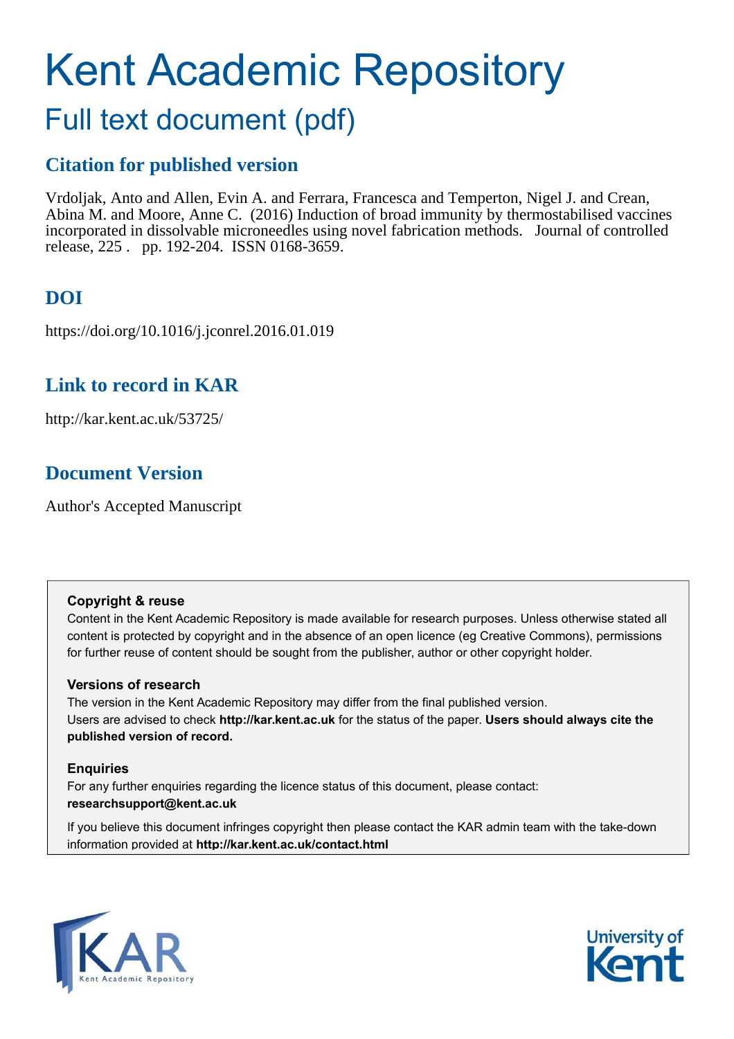# Kent Academic Repository

## Full text document (pdf)

## Citation for published version

Vrdoljak, Anto and Allen, Evin A. and Ferrara, Francesca and Temperton, Nigel J. and Crean, Abina M. and Moore, Anne C. (2016) Induction of broad immunity by thermostabilised vaccines incorporated in dissolvable microneedles using novel fabrication methods. Journal of controlled release, 225 . pp. 192-204. ISSN 0168-3659.

## DOI

https://doi.org/10.1016/j.jconrel.2016.01.019

## Link to record in KAR

http://kar.kent.ac.uk/53725/

## Document Version

Author's Accepted Manuscript

**Copyright & reuse**

Content in the Kent Academic Repository is made available for research purposes. Unless otherwise stated all content is protected by copyright and in the absence of an open licence (eg Creative Commons), permissions for further reuse of content should be sought from the publisher, author or other copyright holder.

**Versions of research**

The version in the Kent Academic Repository may differ from the final published version. Users are advised to check **http://kar.kent.ac.uk** for the status of the paper. **Users should always cite the published version of record.**

**Enquiries**

For any further enquiries regarding the licence status of this document, please contact: **researchsupport@kent.ac.uk**

If you believe this document infringes copyright then please contact the KAR admin team with the take-down information provided at **http://kar.kent.ac.uk/contact.html**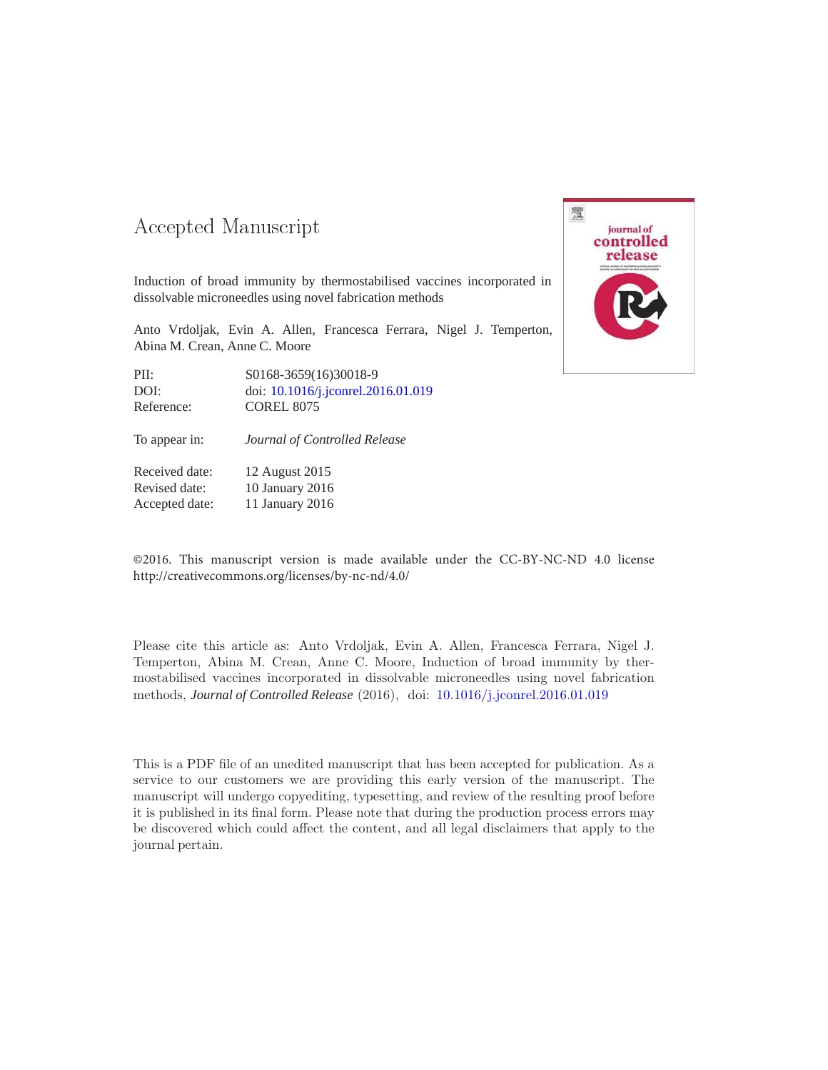# Accepted Manuscript

Induction of broad immunity by thermostabilised vaccines incorporated in dissolvable microneedles using novel fabrication methods

Anto Vrdoljak, Evin A. Allen, Francesca Ferrara, Nigel J. Temperton, Abina M. Crean, Anne C. Moore

| | |
|---|---|
| PII: | S0168-3659(16)30018-9 |
| DOI: | doi: 10.1016/j.jconrel.2016.01.019 |
| Reference: | COREL 8075 |
| To appear in: | *Journal of Controlled Release* |
| Received date: | 12 August 2015 |
| Revised date: | 10 January 2016 |
| Accepted date: | 11 January 2016 |

©2016. This manuscript version is made available under the CC-BY-NC-ND 4.0 license http://creativecommons.org/licenses/by-nc-nd/4.0/

Please cite this article as: Anto Vrdoljak, Evin A. Allen, Francesca Ferrara, Nigel J. Temperton, Abina M. Crean, Anne C. Moore, Induction of broad immunity by thermostabilised vaccines incorporated in dissolvable microneedles using novel fabrication methods, *Journal of Controlled Release* (2016), doi: 10.1016/j.jconrel.2016.01.019

This is a PDF file of an unedited manuscript that has been accepted for publication. As a service to our customers we are providing this early version of the manuscript. The manuscript will undergo copyediting, typesetting, and review of the resulting proof before it is published in its final form. Please note that during the production process errors may be discovered which could affect the content, and all legal disclaimers that apply to the journal pertain.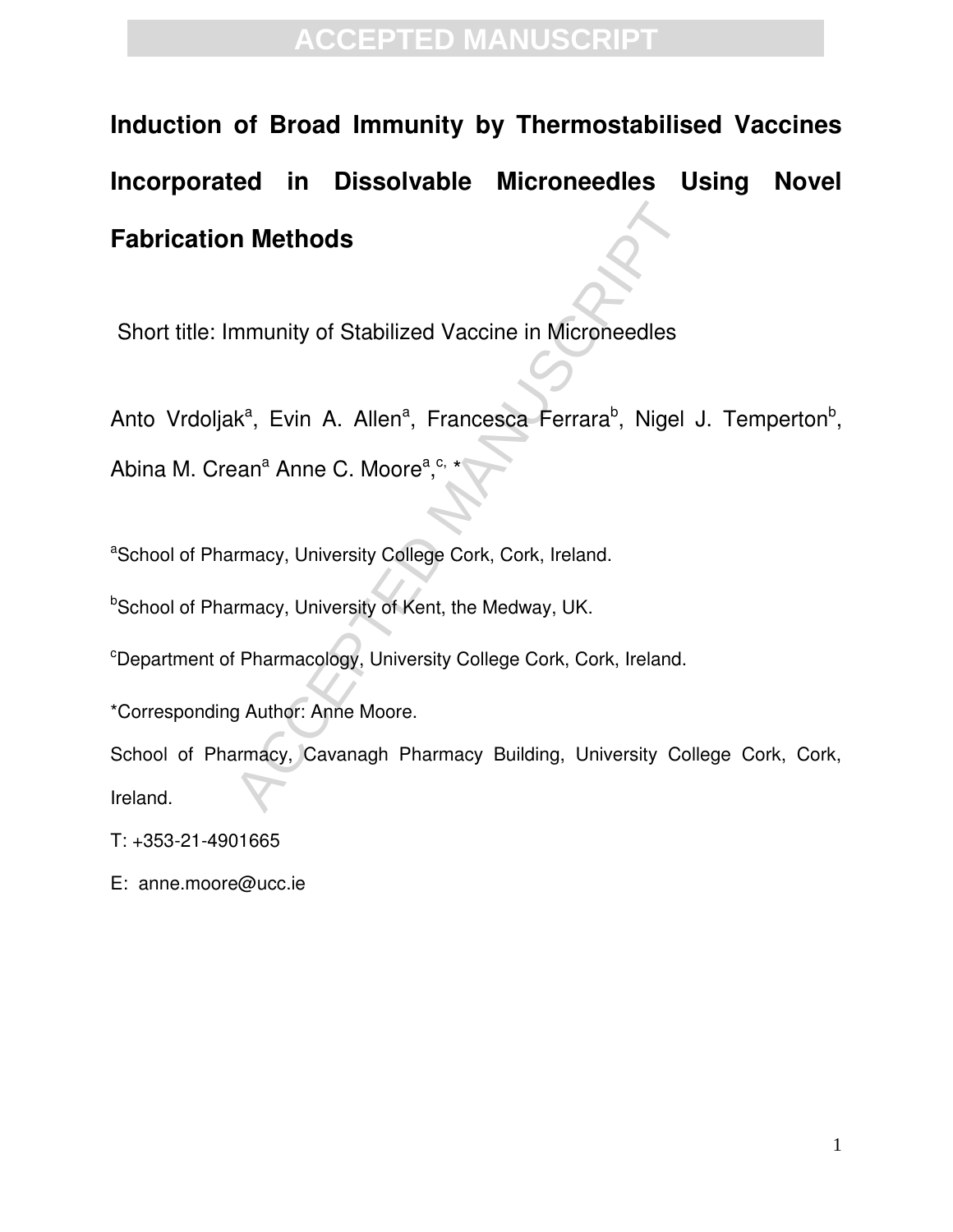# Induction of Broad Immunity by Thermostabilised Vaccines Incorporated in Dissolvable Microneedles Using Novel Fabrication Methods

Short title: Immunity of Stabilized Vaccine in Microneedles

Anto Vrdoljak[a], Evin A. Allen[a], Francesca Ferrara[b], Nigel J. Temperton[b], Abina M. Crean[a] Anne C. Moore[a,c,*]

[a]School of Pharmacy, University College Cork, Cork, Ireland.

[b]School of Pharmacy, University of Kent, the Medway, UK.

[c]Department of Pharmacology, University College Cork, Cork, Ireland.

*Corresponding Author: Anne Moore.

School of Pharmacy, Cavanagh Pharmacy Building, University College Cork, Cork, Ireland.

T: +353-21-4901665

E: anne.moore@ucc.ie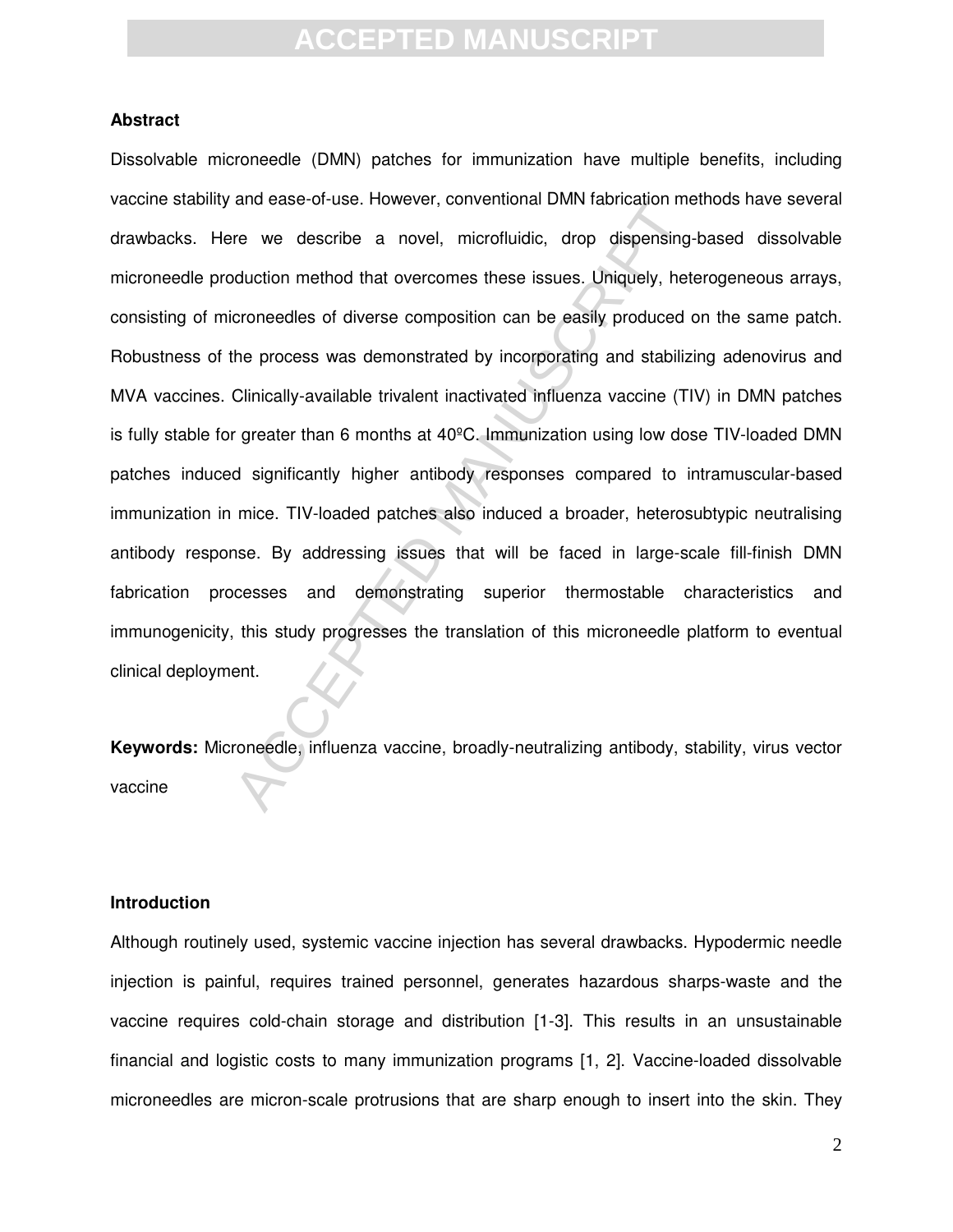### Abstract

Dissolvable microneedle (DMN) patches for immunization have multiple benefits, including vaccine stability and ease-of-use. However, conventional DMN fabrication methods have several drawbacks. Here we describe a novel, microfluidic, drop dispensing-based dissolvable microneedle production method that overcomes these issues. Uniquely, heterogeneous arrays, consisting of microneedles of diverse composition can be easily produced on the same patch. Robustness of the process was demonstrated by incorporating and stabilizing adenovirus and MVA vaccines. Clinically-available trivalent inactivated influenza vaccine (TIV) in DMN patches is fully stable for greater than 6 months at 40ºC. Immunization using low dose TIV-loaded DMN patches induced significantly higher antibody responses compared to intramuscular-based immunization in mice. TIV-loaded patches also induced a broader, heterosubtypic neutralising antibody response. By addressing issues that will be faced in large-scale fill-finish DMN fabrication processes and demonstrating superior thermostable characteristics and immunogenicity, this study progresses the translation of this microneedle platform to eventual clinical deployment.

**Keywords:** Microneedle, influenza vaccine, broadly-neutralizing antibody, stability, virus vector vaccine

### Introduction

Although routinely used, systemic vaccine injection has several drawbacks. Hypodermic needle injection is painful, requires trained personnel, generates hazardous sharps-waste and the vaccine requires cold-chain storage and distribution [1-3]. This results in an unsustainable financial and logistic costs to many immunization programs [1, 2]. Vaccine-loaded dissolvable microneedles are micron-scale protrusions that are sharp enough to insert into the skin. They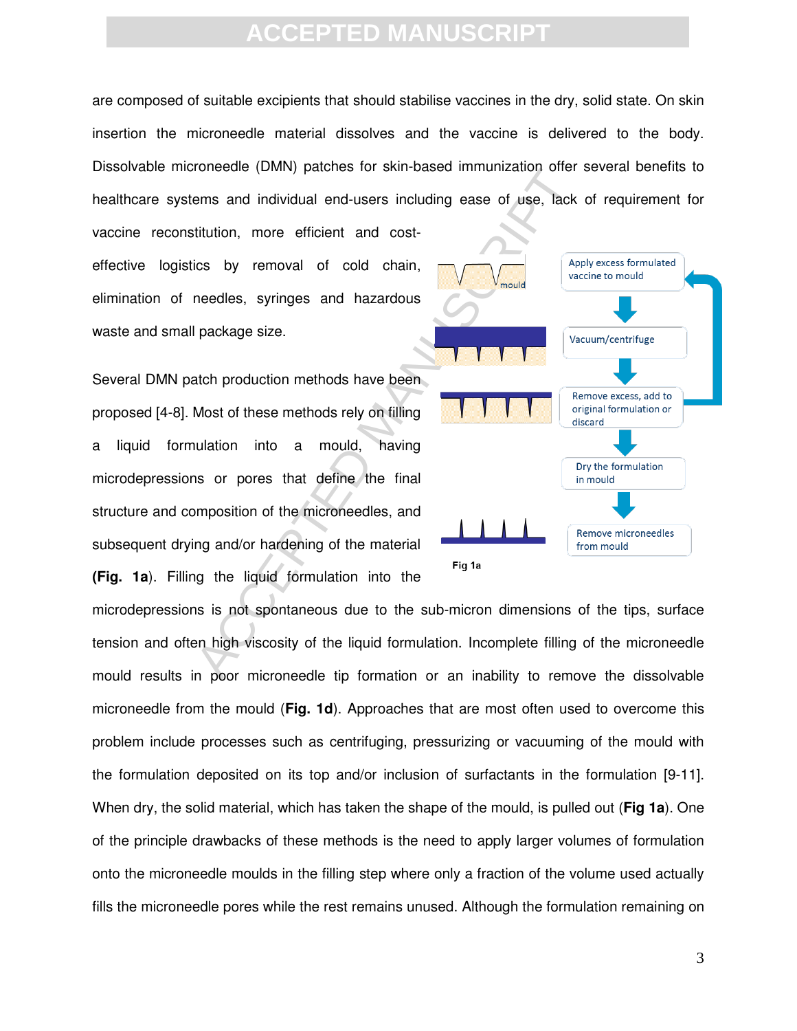are composed of suitable excipients that should stabilise vaccines in the dry, solid state. On skin insertion the microneedle material dissolves and the vaccine is delivered to the body. Dissolvable microneedle (DMN) patches for skin-based immunization offer several benefits to healthcare systems and individual end-users including ease of use, lack of requirement for vaccine reconstitution, more efficient and cost-effective logistics by removal of cold chain, elimination of needles, syringes and hazardous waste and small package size.

Several DMN patch production methods have been proposed [4-8]. Most of these methods rely on filling a liquid formulation into a mould, having microdepressions or pores that define the final structure and composition of the microneedles, and subsequent drying and/or hardening of the material (**Fig. 1a**). Filling the liquid formulation into the microdepressions is not spontaneous due to the sub-micron dimensions of the tips, surface tension and often high viscosity of the liquid formulation. Incomplete filling of the microneedle mould results in poor microneedle tip formation or an inability to remove the dissolvable microneedle from the mould (**Fig. 1d**). Approaches that are most often used to overcome this problem include processes such as centrifuging, pressurizing or vacuuming of the mould with the formulation deposited on its top and/or inclusion of surfactants in the formulation [9-11]. When dry, the solid material, which has taken the shape of the mould, is pulled out (**Fig 1a**). One of the principle drawbacks of these methods is the need to apply larger volumes of formulation onto the microneedle moulds in the filling step where only a fraction of the volume used actually fills the microneedle pores while the rest remains unused. Although the formulation remaining on

mould

Apply excess formulated vaccine to mould

Vacuum/centrifuge

Remove excess, add to original formulation or discard

Dry the formulation in mould

Remove microneedles from mould

Fig 1a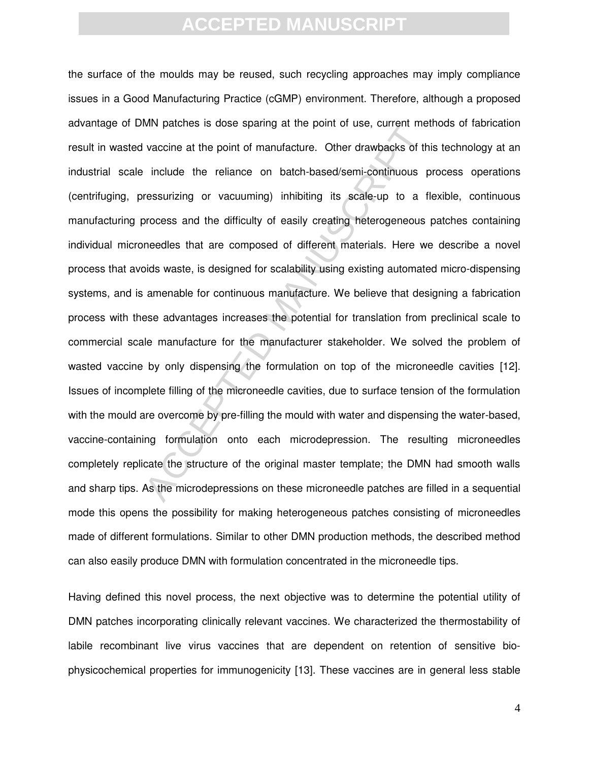the surface of the moulds may be reused, such recycling approaches may imply compliance issues in a Good Manufacturing Practice (cGMP) environment. Therefore, although a proposed advantage of DMN patches is dose sparing at the point of use, current methods of fabrication result in wasted vaccine at the point of manufacture. Other drawbacks of this technology at an industrial scale include the reliance on batch-based/semi-continuous process operations (centrifuging, pressurizing or vacuuming) inhibiting its scale-up to a flexible, continuous manufacturing process and the difficulty of easily creating heterogeneous patches containing individual microneedles that are composed of different materials. Here we describe a novel process that avoids waste, is designed for scalability using existing automated micro-dispensing systems, and is amenable for continuous manufacture. We believe that designing a fabrication process with these advantages increases the potential for translation from preclinical scale to commercial scale manufacture for the manufacturer stakeholder. We solved the problem of wasted vaccine by only dispensing the formulation on top of the microneedle cavities [12]. Issues of incomplete filling of the microneedle cavities, due to surface tension of the formulation with the mould are overcome by pre-filling the mould with water and dispensing the water-based, vaccine-containing formulation onto each microdepression. The resulting microneedles completely replicate the structure of the original master template; the DMN had smooth walls and sharp tips. As the microdepressions on these microneedle patches are filled in a sequential mode this opens the possibility for making heterogeneous patches consisting of microneedles made of different formulations. Similar to other DMN production methods, the described method can also easily produce DMN with formulation concentrated in the microneedle tips.

Having defined this novel process, the next objective was to determine the potential utility of DMN patches incorporating clinically relevant vaccines. We characterized the thermostability of labile recombinant live virus vaccines that are dependent on retention of sensitive bio-physicochemical properties for immunogenicity [13]. These vaccines are in general less stable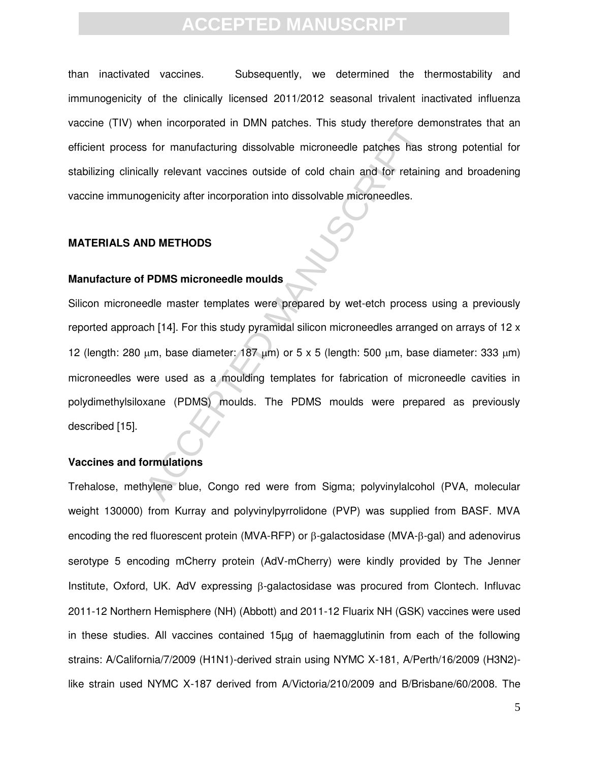than inactivated vaccines. Subsequently, we determined the thermostability and immunogenicity of the clinically licensed 2011/2012 seasonal trivalent inactivated influenza vaccine (TIV) when incorporated in DMN patches. This study therefore demonstrates that an efficient process for manufacturing dissolvable microneedle patches has strong potential for stabilizing clinically relevant vaccines outside of cold chain and for retaining and broadening vaccine immunogenicity after incorporation into dissolvable microneedles.

## MATERIALS AND METHODS

### Manufacture of PDMS microneedle moulds

Silicon microneedle master templates were prepared by wet-etch process using a previously reported approach [14]. For this study pyramidal silicon microneedles arranged on arrays of 12 x 12 (length: 280 μm, base diameter: 187 μm) or 5 x 5 (length: 500 μm, base diameter: 333 μm) microneedles were used as a moulding templates for fabrication of microneedle cavities in polydimethylsiloxane (PDMS) moulds. The PDMS moulds were prepared as previously described [15].

### Vaccines and formulations

Trehalose, methylene blue, Congo red were from Sigma; polyvinylalcohol (PVA, molecular weight 130000) from Kurray and polyvinylpyrrolidone (PVP) was supplied from BASF. MVA encoding the red fluorescent protein (MVA-RFP) or β-galactosidase (MVA-β-gal) and adenovirus serotype 5 encoding mCherry protein (AdV-mCherry) were kindly provided by The Jenner Institute, Oxford, UK. AdV expressing β-galactosidase was procured from Clontech. Influvac 2011-12 Northern Hemisphere (NH) (Abbott) and 2011-12 Fluarix NH (GSK) vaccines were used in these studies. All vaccines contained 15μg of haemagglutinin from each of the following strains: A/California/7/2009 (H1N1)-derived strain using NYMC X-181, A/Perth/16/2009 (H3N2)-like strain used NYMC X-187 derived from A/Victoria/210/2009 and B/Brisbane/60/2008. The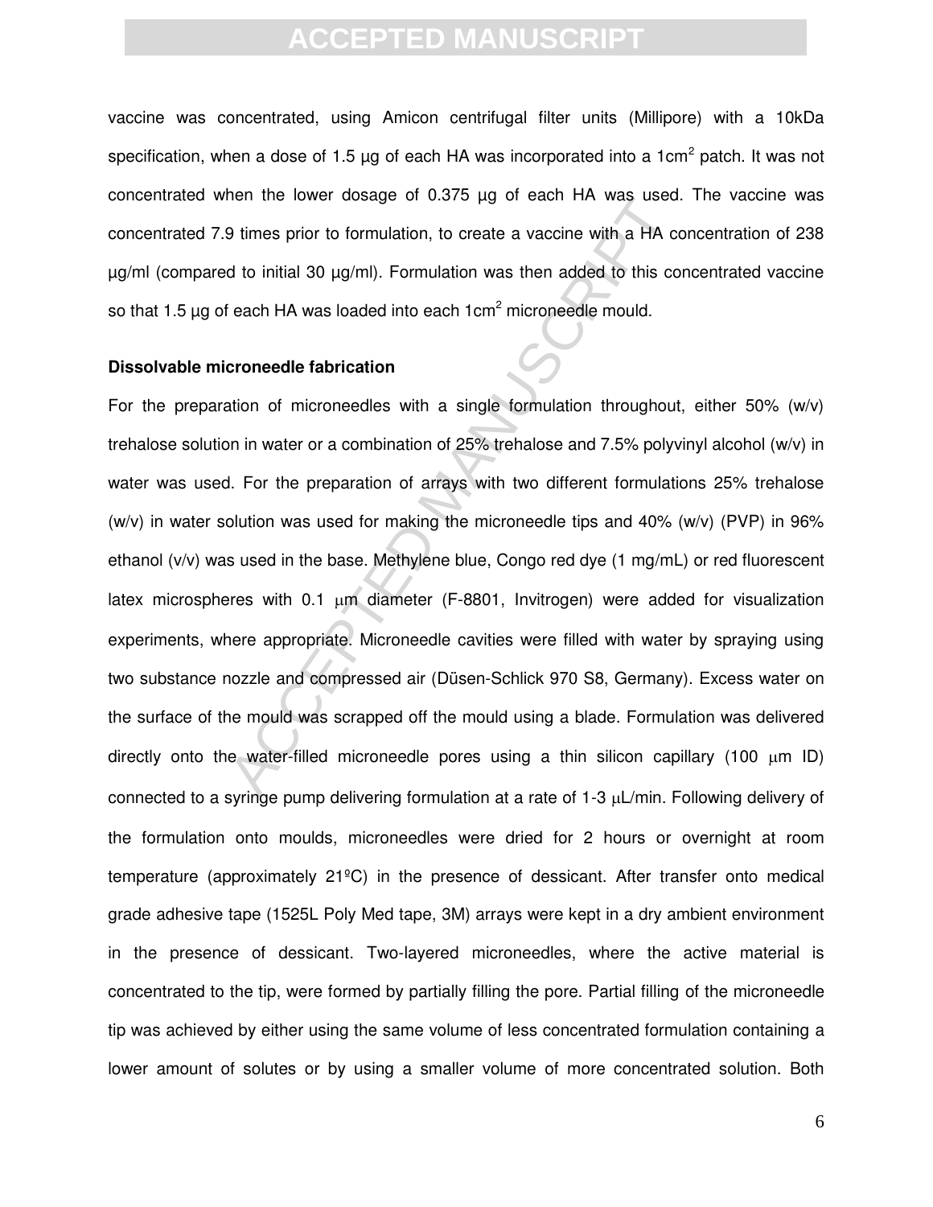vaccine was concentrated, using Amicon centrifugal filter units (Millipore) with a 10kDa specification, when a dose of 1.5 µg of each HA was incorporated into a 1cm$^2$ patch. It was not concentrated when the lower dosage of 0.375 µg of each HA was used. The vaccine was concentrated 7.9 times prior to formulation, to create a vaccine with a HA concentration of 238 µg/ml (compared to initial 30 µg/ml). Formulation was then added to this concentrated vaccine so that 1.5 µg of each HA was loaded into each 1cm$^2$ microneedle mould.

**Dissolvable microneedle fabrication**

For the preparation of microneedles with a single formulation throughout, either 50% (w/v) trehalose solution in water or a combination of 25% trehalose and 7.5% polyvinyl alcohol (w/v) in water was used. For the preparation of arrays with two different formulations 25% trehalose (w/v) in water solution was used for making the microneedle tips and 40% (w/v) (PVP) in 96% ethanol (v/v) was used in the base. Methylene blue, Congo red dye (1 mg/mL) or red fluorescent latex microspheres with 0.1 µm diameter (F-8801, Invitrogen) were added for visualization experiments, where appropriate. Microneedle cavities were filled with water by spraying using two substance nozzle and compressed air (Düsen-Schlick 970 S8, Germany). Excess water on the surface of the mould was scrapped off the mould using a blade. Formulation was delivered directly onto the water-filled microneedle pores using a thin silicon capillary (100 µm ID) connected to a syringe pump delivering formulation at a rate of 1-3 µL/min. Following delivery of the formulation onto moulds, microneedles were dried for 2 hours or overnight at room temperature (approximately 21ºC) in the presence of dessicant. After transfer onto medical grade adhesive tape (1525L Poly Med tape, 3M) arrays were kept in a dry ambient environment in the presence of dessicant. Two-layered microneedles, where the active material is concentrated to the tip, were formed by partially filling the pore. Partial filling of the microneedle tip was achieved by either using the same volume of less concentrated formulation containing a lower amount of solutes or by using a smaller volume of more concentrated solution. Both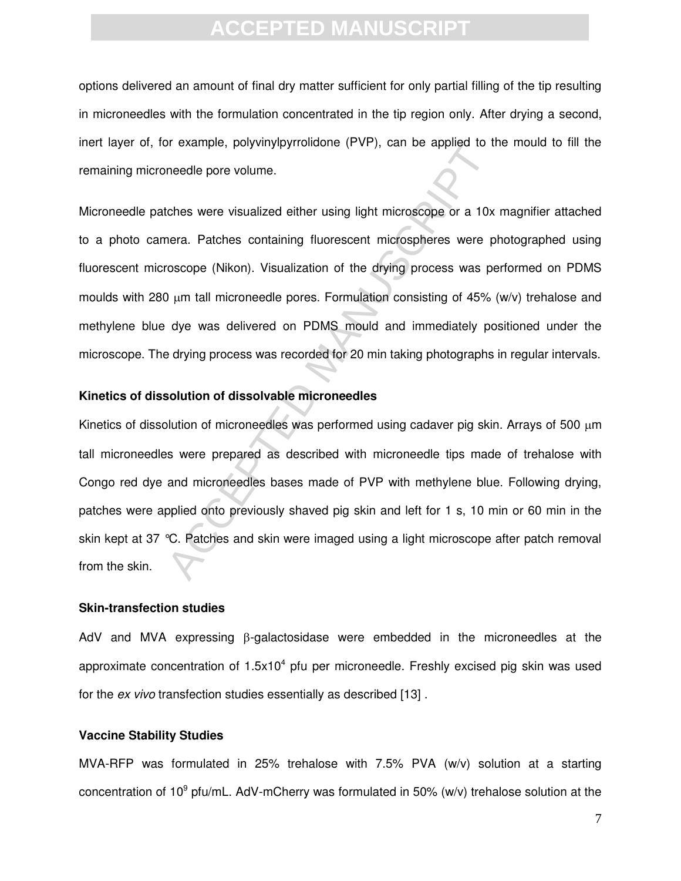options delivered an amount of final dry matter sufficient for only partial filling of the tip resulting in microneedles with the formulation concentrated in the tip region only. After drying a second, inert layer of, for example, polyvinylpyrrolidone (PVP), can be applied to the mould to fill the remaining microneedle pore volume.

Microneedle patches were visualized either using light microscope or a 10x magnifier attached to a photo camera. Patches containing fluorescent microspheres were photographed using fluorescent microscope (Nikon). Visualization of the drying process was performed on PDMS moulds with 280 μm tall microneedle pores. Formulation consisting of 45% (w/v) trehalose and methylene blue dye was delivered on PDMS mould and immediately positioned under the microscope. The drying process was recorded for 20 min taking photographs in regular intervals.

**Kinetics of dissolution of dissolvable microneedles**

Kinetics of dissolution of microneedles was performed using cadaver pig skin. Arrays of 500 μm tall microneedles were prepared as described with microneedle tips made of trehalose with Congo red dye and microneedles bases made of PVP with methylene blue. Following drying, patches were applied onto previously shaved pig skin and left for 1 s, 10 min or 60 min in the skin kept at 37 °C. Patches and skin were imaged using a light microscope after patch removal from the skin.

**Skin-transfection studies**

AdV and MVA expressing β-galactosidase were embedded in the microneedles at the approximate concentration of $1.5 \times 10^4$ pfu per microneedle. Freshly excised pig skin was used for the *ex vivo* transfection studies essentially as described [13] .

**Vaccine Stability Studies**

MVA-RFP was formulated in 25% trehalose with 7.5% PVA (w/v) solution at a starting concentration of $10^9$ pfu/mL. AdV-mCherry was formulated in 50% (w/v) trehalose solution at the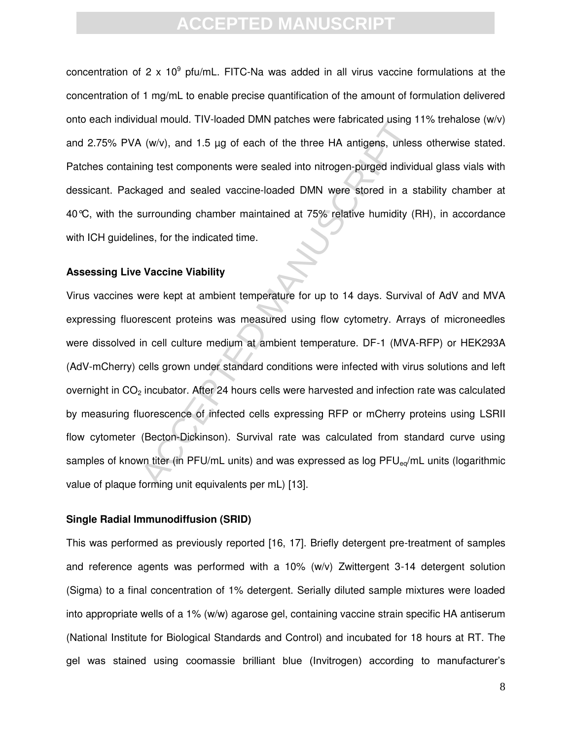concentration of 2 x $10^9$ pfu/mL. FITC-Na was added in all virus vaccine formulations at the concentration of 1 mg/mL to enable precise quantification of the amount of formulation delivered onto each individual mould. TIV-loaded DMN patches were fabricated using 11% trehalose (w/v) and 2.75% PVA (w/v), and 1.5 µg of each of the three HA antigens, unless otherwise stated. Patches containing test components were sealed into nitrogen-purged individual glass vials with dessicant. Packaged and sealed vaccine-loaded DMN were stored in a stability chamber at 40℃, with the surrounding chamber maintained at 75% relative humidity (RH), in accordance with ICH guidelines, for the indicated time.

**Assessing Live Vaccine Viability**

Virus vaccines were kept at ambient temperature for up to 14 days. Survival of AdV and MVA expressing fluorescent proteins was measured using flow cytometry. Arrays of microneedles were dissolved in cell culture medium at ambient temperature. DF-1 (MVA-RFP) or HEK293A (AdV-mCherry) cells grown under standard conditions were infected with virus solutions and left overnight in $CO_2$ incubator. After 24 hours cells were harvested and infection rate was calculated by measuring fluorescence of infected cells expressing RFP or mCherry proteins using LSRII flow cytometer (Becton-Dickinson). Survival rate was calculated from standard curve using samples of known titer (in PFU/mL units) and was expressed as log $PFU_{eq}$/mL units (logarithmic value of plaque forming unit equivalents per mL) [13].

**Single Radial Immunodiffusion (SRID)**

This was performed as previously reported [16, 17]. Briefly detergent pre-treatment of samples and reference agents was performed with a 10% (w/v) Zwittergent 3-14 detergent solution (Sigma) to a final concentration of 1% detergent. Serially diluted sample mixtures were loaded into appropriate wells of a 1% (w/w) agarose gel, containing vaccine strain specific HA antiserum (National Institute for Biological Standards and Control) and incubated for 18 hours at RT. The gel was stained using coomassie brilliant blue (Invitrogen) according to manufacturer's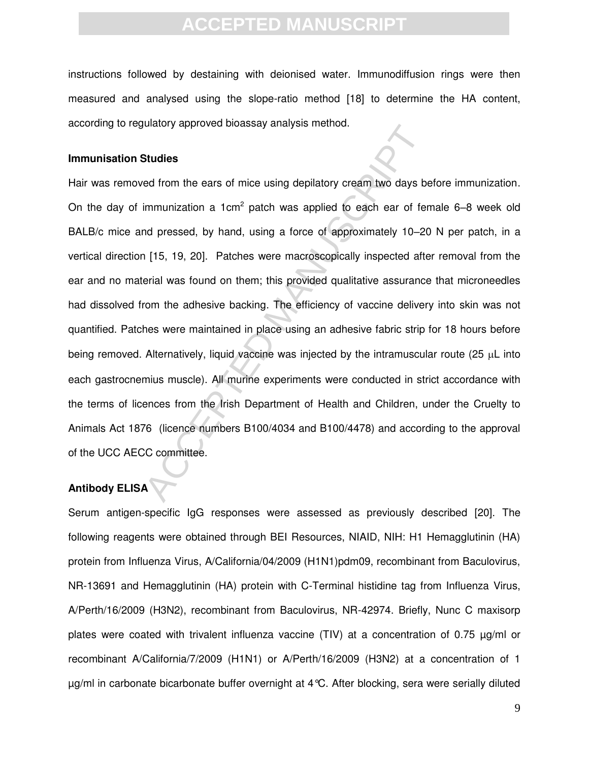instructions followed by destaining with deionised water. Immunodiffusion rings were then measured and analysed using the slope-ratio method [18] to determine the HA content, according to regulatory approved bioassay analysis method.

**Immunisation Studies**

Hair was removed from the ears of mice using depilatory cream two days before immunization. On the day of immunization a 1cm$^2$ patch was applied to each ear of female 6–8 week old BALB/c mice and pressed, by hand, using a force of approximately 10–20 N per patch, in a vertical direction [15, 19, 20]. Patches were macroscopically inspected after removal from the ear and no material was found on them; this provided qualitative assurance that microneedles had dissolved from the adhesive backing. The efficiency of vaccine delivery into skin was not quantified. Patches were maintained in place using an adhesive fabric strip for 18 hours before being removed. Alternatively, liquid vaccine was injected by the intramuscular route (25 μL into each gastrocnemius muscle). All murine experiments were conducted in strict accordance with the terms of licences from the Irish Department of Health and Children, under the Cruelty to Animals Act 1876 (licence numbers B100/4034 and B100/4478) and according to the approval of the UCC AECC committee.

**Antibody ELISA**

Serum antigen-specific IgG responses were assessed as previously described [20]. The following reagents were obtained through BEI Resources, NIAID, NIH: H1 Hemagglutinin (HA) protein from Influenza Virus, A/California/04/2009 (H1N1)pdm09, recombinant from Baculovirus, NR-13691 and Hemagglutinin (HA) protein with C-Terminal histidine tag from Influenza Virus, A/Perth/16/2009 (H3N2), recombinant from Baculovirus, NR-42974. Briefly, Nunc C maxisorp plates were coated with trivalent influenza vaccine (TIV) at a concentration of 0.75 µg/ml or recombinant A/California/7/2009 (H1N1) or A/Perth/16/2009 (H3N2) at a concentration of 1 µg/ml in carbonate bicarbonate buffer overnight at 4°C. After blocking, sera were serially diluted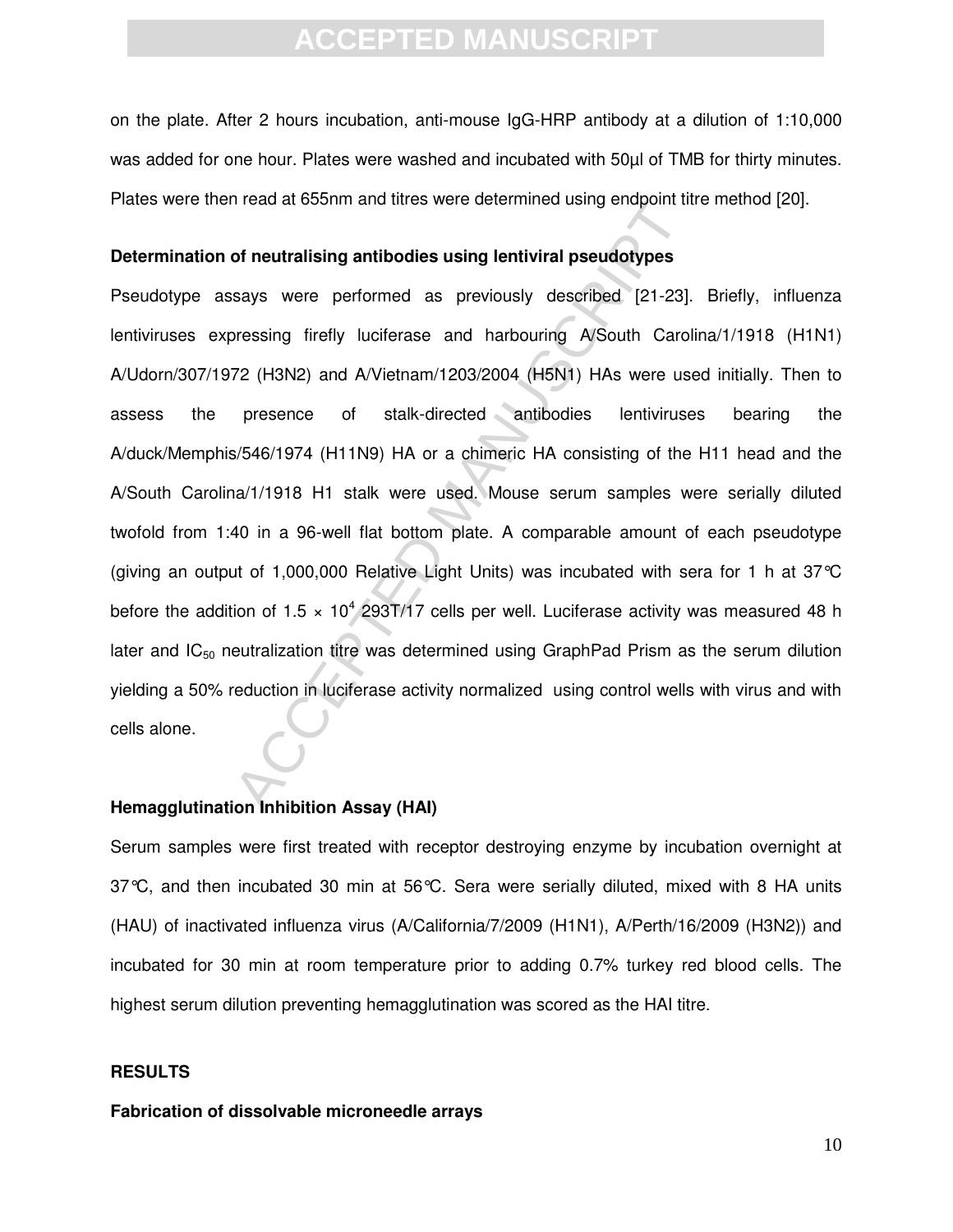on the plate. After 2 hours incubation, anti-mouse IgG-HRP antibody at a dilution of 1:10,000 was added for one hour. Plates were washed and incubated with 50µl of TMB for thirty minutes. Plates were then read at 655nm and titres were determined using endpoint titre method [20].

**Determination of neutralising antibodies using lentiviral pseudotypes**

Pseudotype assays were performed as previously described [21-23]. Briefly, influenza lentiviruses expressing firefly luciferase and harbouring A/South Carolina/1/1918 (H1N1) A/Udorn/307/1972 (H3N2) and A/Vietnam/1203/2004 (H5N1) HAs were used initially. Then to assess the presence of stalk-directed antibodies lentiviruses bearing the A/duck/Memphis/546/1974 (H11N9) HA or a chimeric HA consisting of the H11 head and the A/South Carolina/1/1918 H1 stalk were used. Mouse serum samples were serially diluted twofold from 1:40 in a 96-well flat bottom plate. A comparable amount of each pseudotype (giving an output of 1,000,000 Relative Light Units) was incubated with sera for 1 h at 37°C before the addition of $1.5 \times 10^4$ 293T/17 cells per well. Luciferase activity was measured 48 h later and $IC_{50}$ neutralization titre was determined using GraphPad Prism as the serum dilution yielding a 50% reduction in luciferase activity normalized using control wells with virus and with cells alone.

**Hemagglutination Inhibition Assay (HAI)**

Serum samples were first treated with receptor destroying enzyme by incubation overnight at 37°C, and then incubated 30 min at 56°C. Sera were serially diluted, mixed with 8 HA units (HAU) of inactivated influenza virus (A/California/7/2009 (H1N1), A/Perth/16/2009 (H3N2)) and incubated for 30 min at room temperature prior to adding 0.7% turkey red blood cells. The highest serum dilution preventing hemagglutination was scored as the HAI titre.

**RESULTS**

**Fabrication of dissolvable microneedle arrays**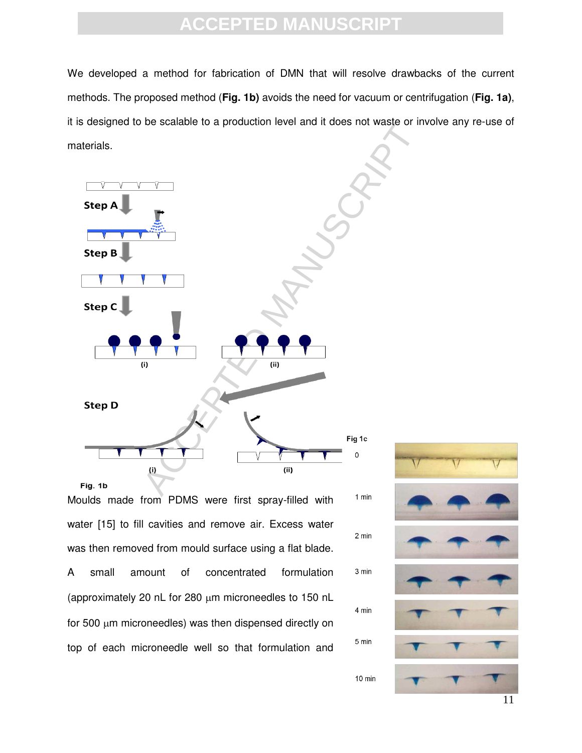We developed a method for fabrication of DMN that will resolve drawbacks of the current methods. The proposed method (**Fig. 1b)** avoids the need for vacuum or centrifugation (**Fig. 1a)**, it is designed to be scalable to a production level and it does not waste or involve any re-use of materials.

Step A

Step B

Step C

(i) (ii)

Step D

(i) (ii)

Fig. 1b

Fig 1c

0

1 min

2 min

3 min

4 min

5 min

10 min

Moulds made from PDMS were first spray-filled with water [15] to fill cavities and remove air. Excess water was then removed from mould surface using a flat blade. A small amount of concentrated formulation (approximately 20 nL for 280 μm microneedles to 150 nL for 500 μm microneedles) was then dispensed directly on top of each microneedle well so that formulation and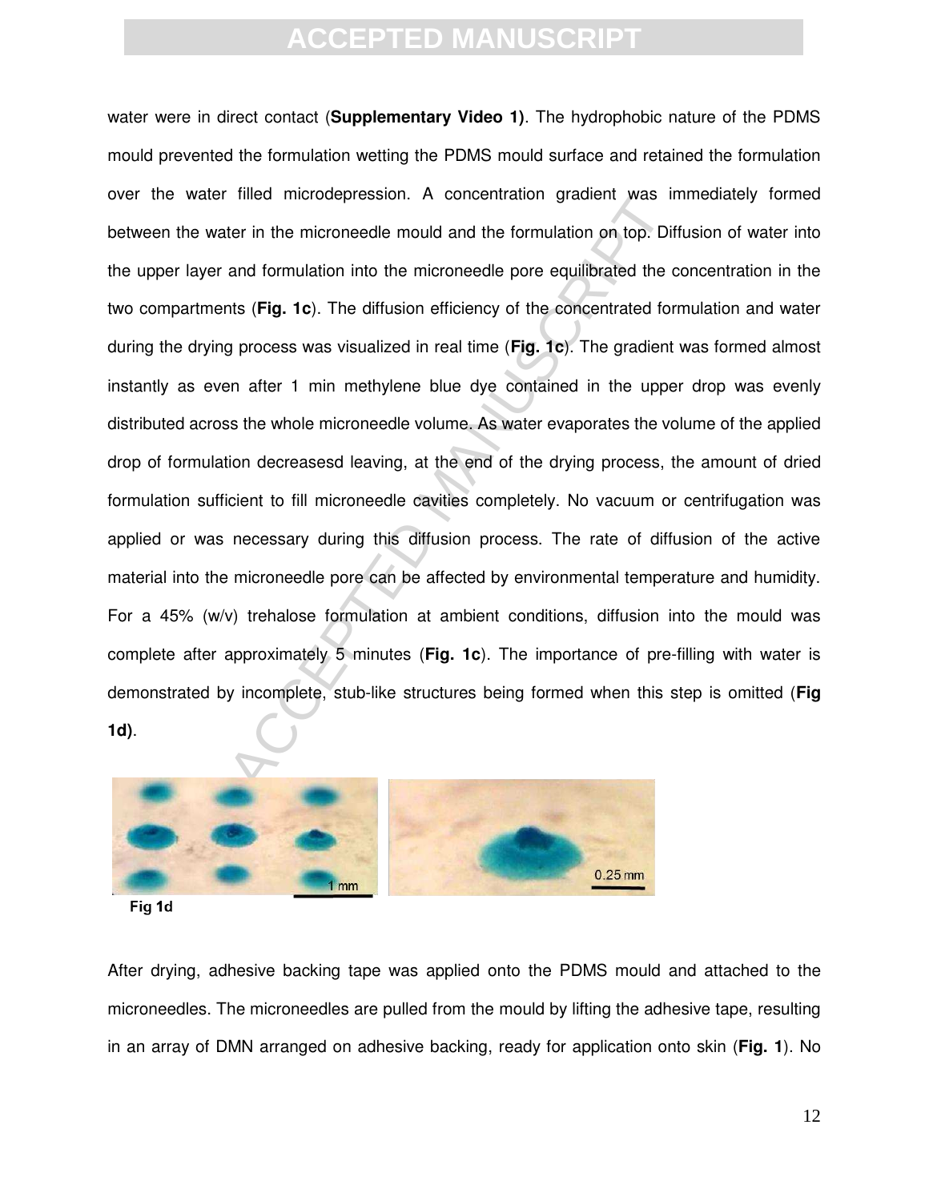water were in direct contact (**Supplementary Video 1)**. The hydrophobic nature of the PDMS mould prevented the formulation wetting the PDMS mould surface and retained the formulation over the water filled microdepression. A concentration gradient was immediately formed between the water in the microneedle mould and the formulation on top. Diffusion of water into the upper layer and formulation into the microneedle pore equilibrated the concentration in the two compartments (**Fig. 1c**). The diffusion efficiency of the concentrated formulation and water during the drying process was visualized in real time (**Fig. 1c**). The gradient was formed almost instantly as even after 1 min methylene blue dye contained in the upper drop was evenly distributed across the whole microneedle volume. As water evaporates the volume of the applied drop of formulation decreasesd leaving, at the end of the drying process, the amount of dried formulation sufficient to fill microneedle cavities completely. No vacuum or centrifugation was applied or was necessary during this diffusion process. The rate of diffusion of the active material into the microneedle pore can be affected by environmental temperature and humidity. For a 45% (w/v) trehalose formulation at ambient conditions, diffusion into the mould was complete after approximately 5 minutes (**Fig. 1c**). The importance of pre-filling with water is demonstrated by incomplete, stub-like structures being formed when this step is omitted (**Fig 1d)**.

Fig 1d

After drying, adhesive backing tape was applied onto the PDMS mould and attached to the microneedles. The microneedles are pulled from the mould by lifting the adhesive tape, resulting in an array of DMN arranged on adhesive backing, ready for application onto skin (**Fig. 1**). No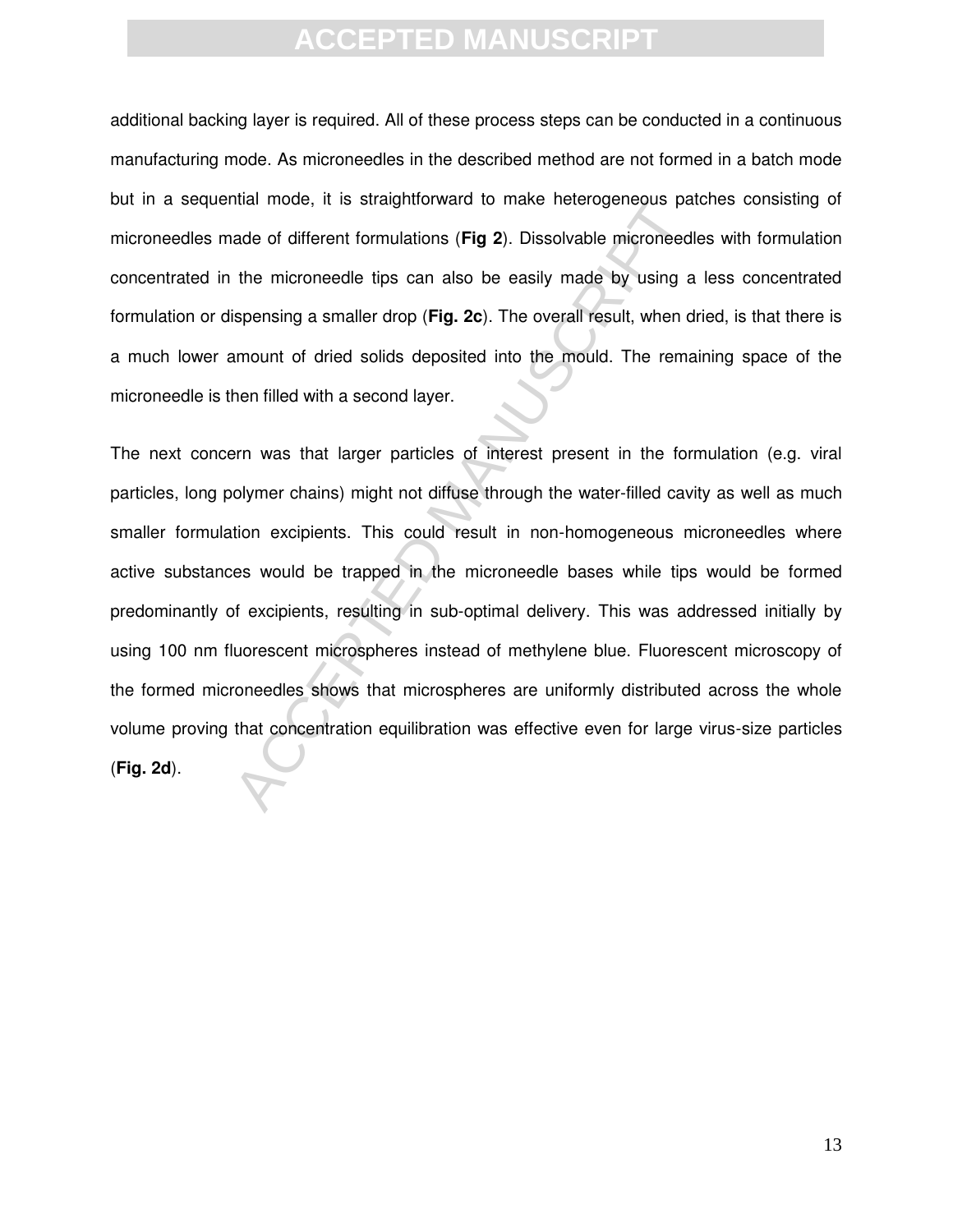additional backing layer is required. All of these process steps can be conducted in a continuous manufacturing mode. As microneedles in the described method are not formed in a batch mode but in a sequential mode, it is straightforward to make heterogeneous patches consisting of microneedles made of different formulations (**Fig 2**). Dissolvable microneedles with formulation concentrated in the microneedle tips can also be easily made by using a less concentrated formulation or dispensing a smaller drop (**Fig. 2c**). The overall result, when dried, is that there is a much lower amount of dried solids deposited into the mould. The remaining space of the microneedle is then filled with a second layer.

The next concern was that larger particles of interest present in the formulation (e.g. viral particles, long polymer chains) might not diffuse through the water-filled cavity as well as much smaller formulation excipients. This could result in non-homogeneous microneedles where active substances would be trapped in the microneedle bases while tips would be formed predominantly of excipients, resulting in sub-optimal delivery. This was addressed initially by using 100 nm fluorescent microspheres instead of methylene blue. Fluorescent microscopy of the formed microneedles shows that microspheres are uniformly distributed across the whole volume proving that concentration equilibration was effective even for large virus-size particles (**Fig. 2d**).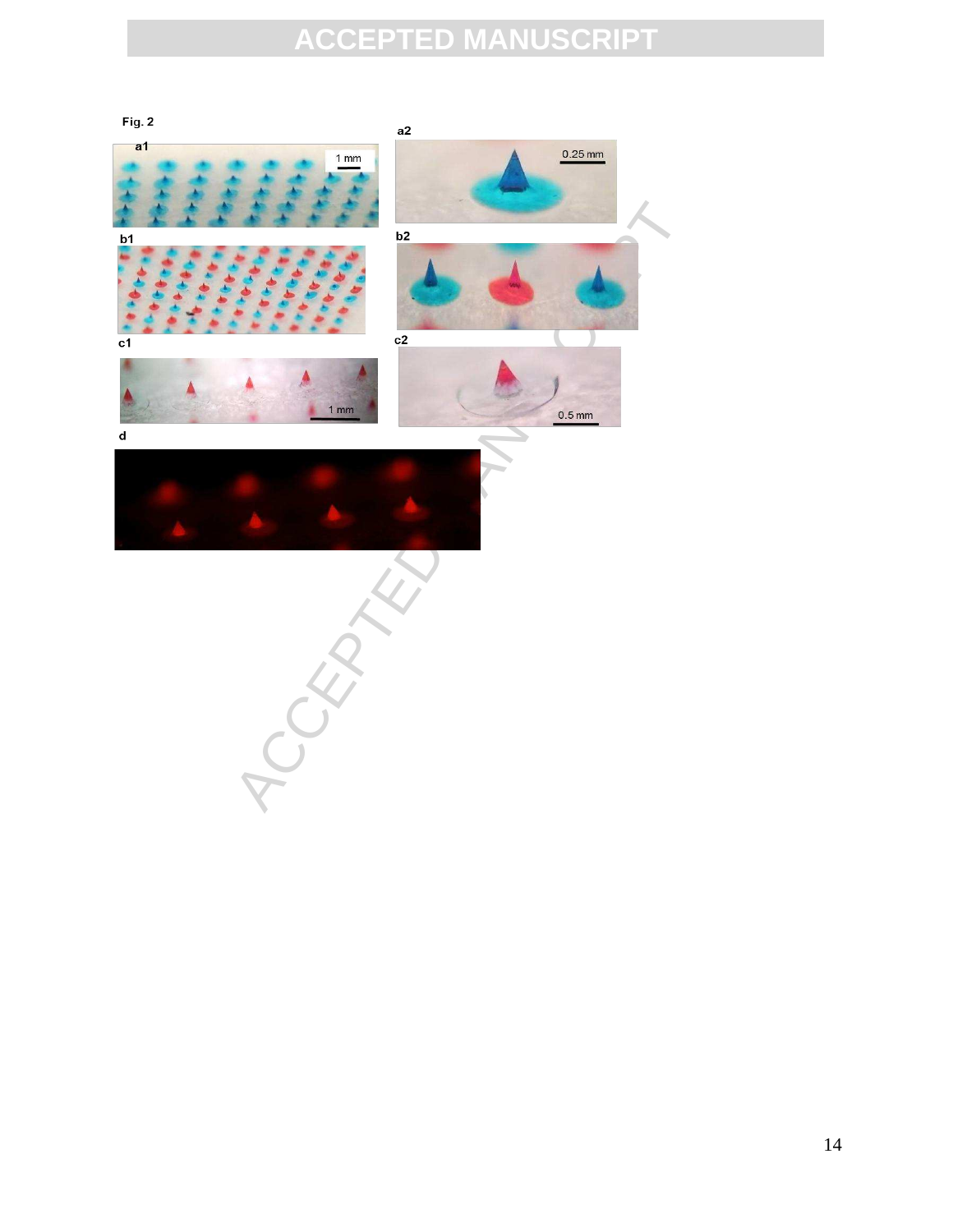Fig. 2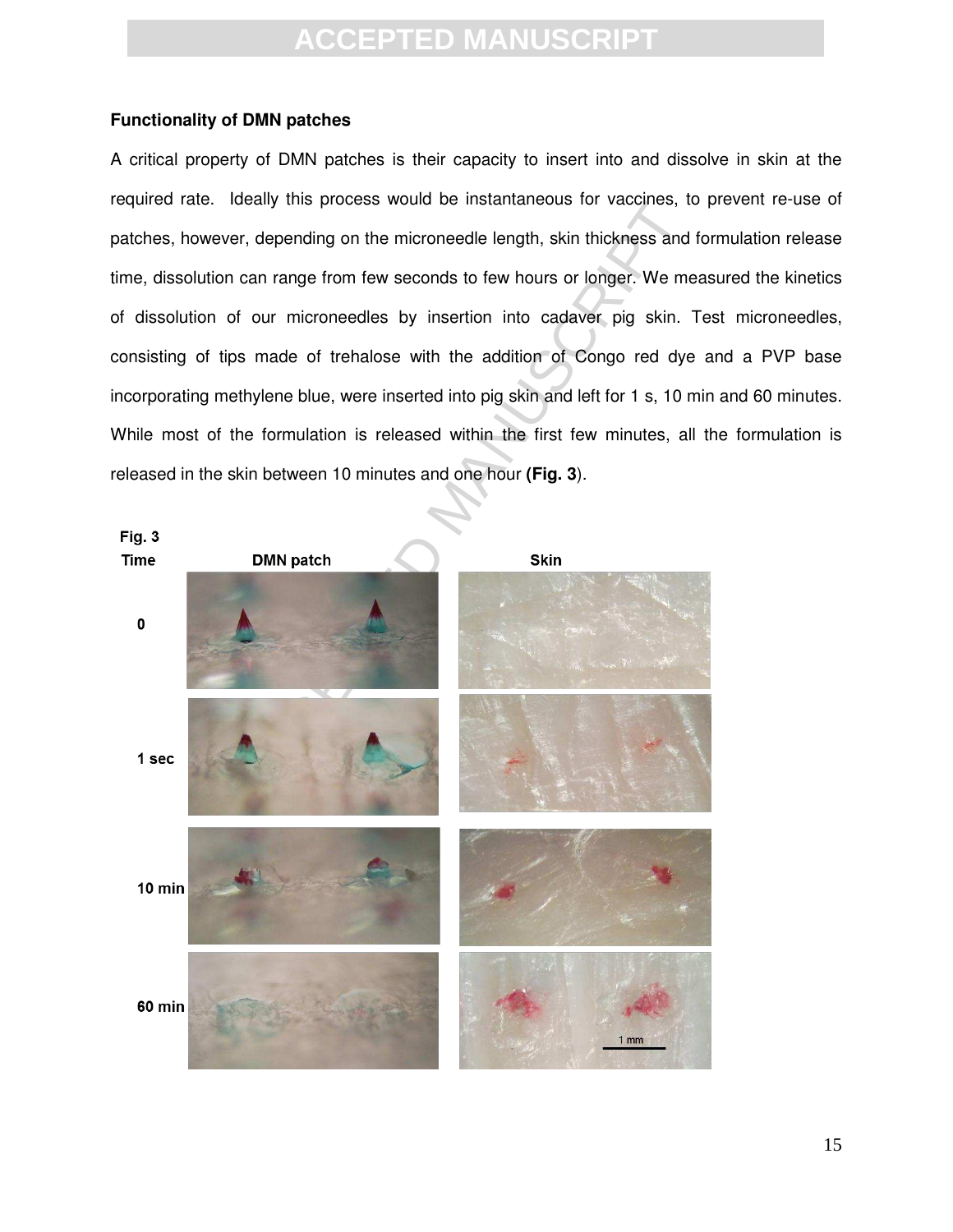### Functionality of DMN patches

A critical property of DMN patches is their capacity to insert into and dissolve in skin at the required rate. Ideally this process would be instantaneous for vaccines, to prevent re-use of patches, however, depending on the microneedle length, skin thickness and formulation release time, dissolution can range from few seconds to few hours or longer. We measured the kinetics of dissolution of our microneedles by insertion into cadaver pig skin. Test microneedles, consisting of tips made of trehalose with the addition of Congo red dye and a PVP base incorporating methylene blue, were inserted into pig skin and left for 1 s, 10 min and 60 minutes. While most of the formulation is released within the first few minutes, all the formulation is released in the skin between 10 minutes and one hour **(Fig. 3**).

Fig. 3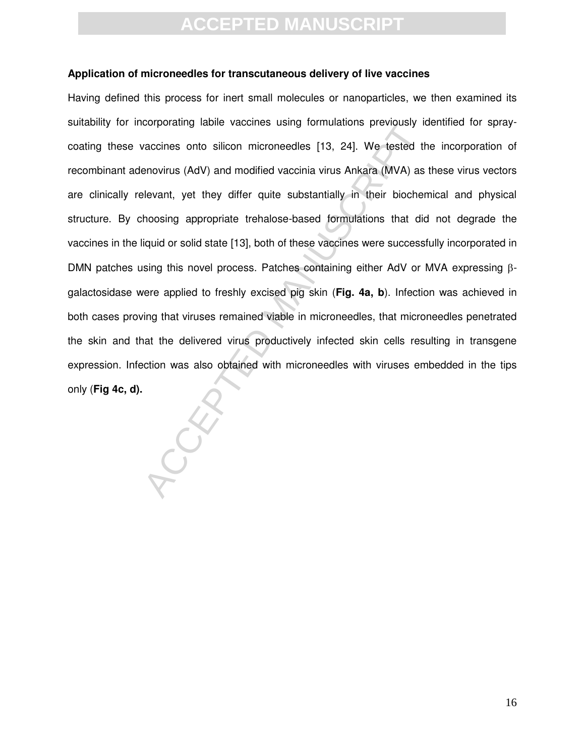### Application of microneedles for transcutaneous delivery of live vaccines

Having defined this process for inert small molecules or nanoparticles, we then examined its suitability for incorporating labile vaccines using formulations previously identified for spray-coating these vaccines onto silicon microneedles [13, 24]. We tested the incorporation of recombinant adenovirus (AdV) and modified vaccinia virus Ankara (MVA) as these virus vectors are clinically relevant, yet they differ quite substantially in their biochemical and physical structure. By choosing appropriate trehalose-based formulations that did not degrade the vaccines in the liquid or solid state [13], both of these vaccines were successfully incorporated in DMN patches using this novel process. Patches containing either AdV or MVA expressing β-galactosidase were applied to freshly excised pig skin (**Fig. 4a, b**). Infection was achieved in both cases proving that viruses remained viable in microneedles, that microneedles penetrated the skin and that the delivered virus productively infected skin cells resulting in transgene expression. Infection was also obtained with microneedles with viruses embedded in the tips only (**Fig 4c, d).**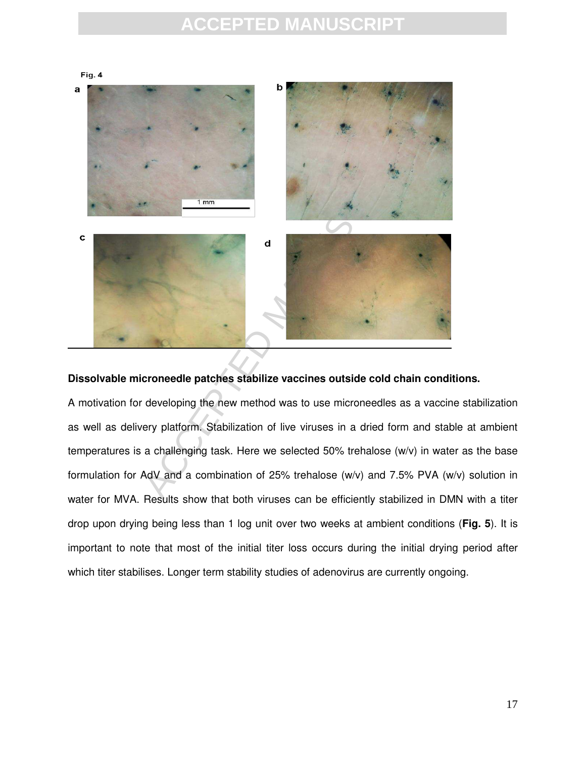Fig. 4

a b c d

1 mm

**Dissolvable microneedle patches stabilize vaccines outside cold chain conditions.**

A motivation for developing the new method was to use microneedles as a vaccine stabilization as well as delivery platform. Stabilization of live viruses in a dried form and stable at ambient temperatures is a challenging task. Here we selected 50% trehalose (w/v) in water as the base formulation for AdV and a combination of 25% trehalose (w/v) and 7.5% PVA (w/v) solution in water for MVA. Results show that both viruses can be efficiently stabilized in DMN with a titer drop upon drying being less than 1 log unit over two weeks at ambient conditions (**Fig. 5**). It is important to note that most of the initial titer loss occurs during the initial drying period after which titer stabilises. Longer term stability studies of adenovirus are currently ongoing.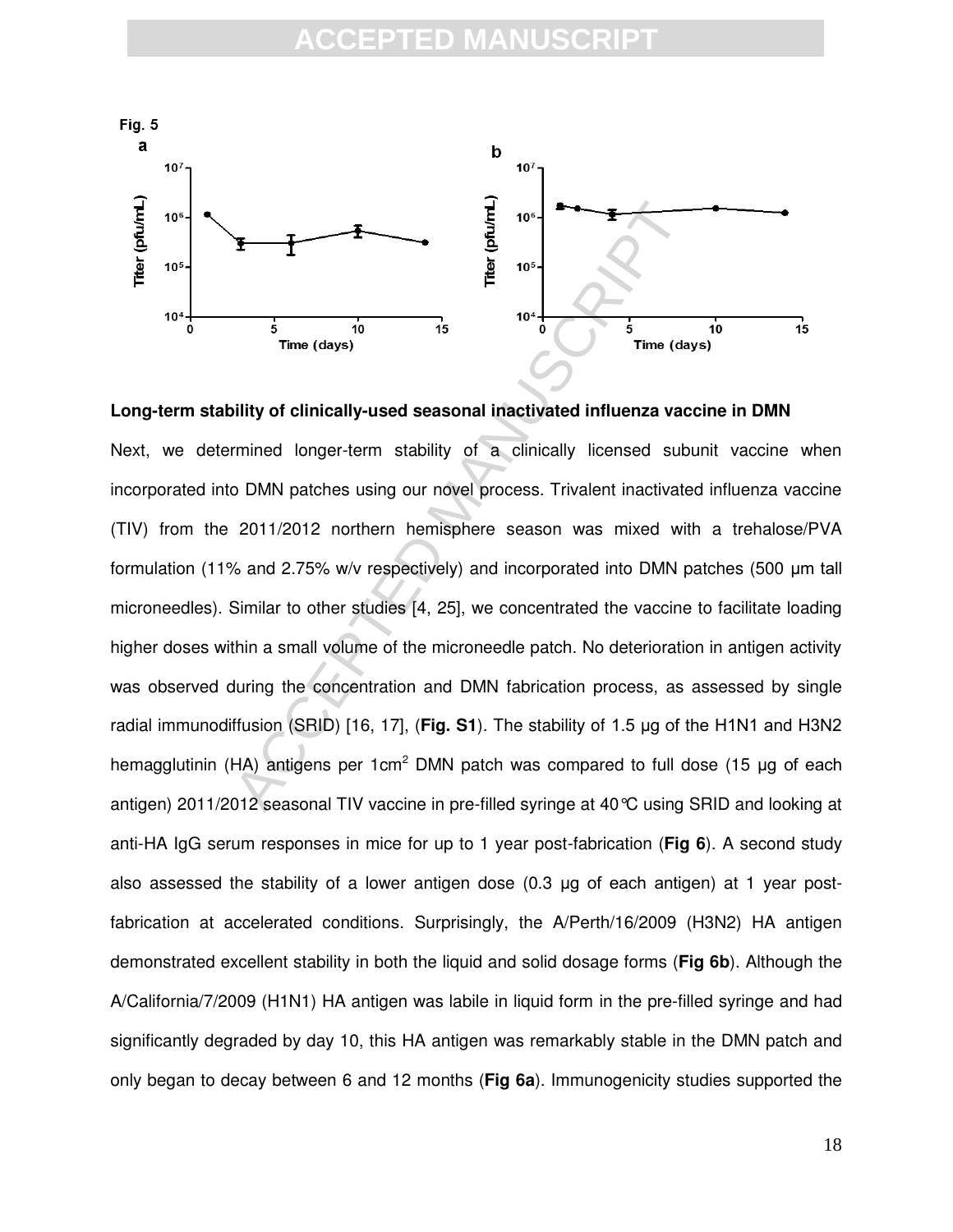Fig. 5

## Long-term stability of clinically-used seasonal inactivated influenza vaccine in DMN

Next, we determined longer-term stability of a clinically licensed subunit vaccine when incorporated into DMN patches using our novel process. Trivalent inactivated influenza vaccine (TIV) from the 2011/2012 northern hemisphere season was mixed with a trehalose/PVA formulation (11% and 2.75% w/v respectively) and incorporated into DMN patches (500 μm tall microneedles). Similar to other studies [4, 25], we concentrated the vaccine to facilitate loading higher doses within a small volume of the microneedle patch. No deterioration in antigen activity was observed during the concentration and DMN fabrication process, as assessed by single radial immunodiffusion (SRID) [16, 17], (**Fig. S1**). The stability of 1.5 μg of the H1N1 and H3N2 hemagglutinin (HA) antigens per 1cm$^2$ DMN patch was compared to full dose (15 μg of each antigen) 2011/2012 seasonal TIV vaccine in pre-filled syringe at 40°C using SRID and looking at anti-HA IgG serum responses in mice for up to 1 year post-fabrication (**Fig 6**). A second study also assessed the stability of a lower antigen dose (0.3 μg of each antigen) at 1 year post-fabrication at accelerated conditions. Surprisingly, the A/Perth/16/2009 (H3N2) HA antigen demonstrated excellent stability in both the liquid and solid dosage forms (**Fig 6b**). Although the A/California/7/2009 (H1N1) HA antigen was labile in liquid form in the pre-filled syringe and had significantly degraded by day 10, this HA antigen was remarkably stable in the DMN patch and only began to decay between 6 and 12 months (**Fig 6a**). Immunogenicity studies supported the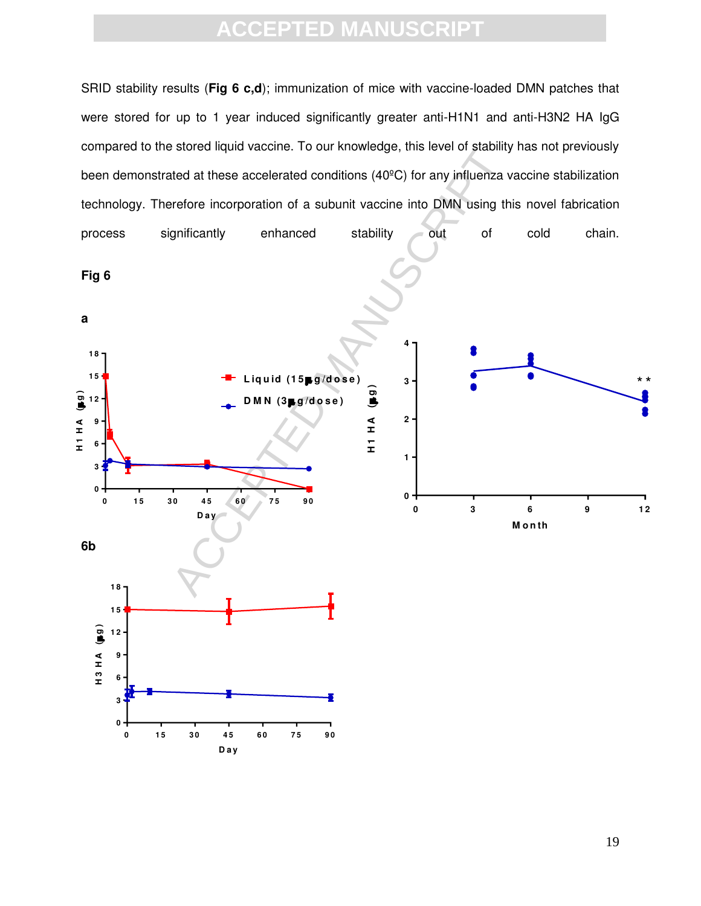SRID stability results (**Fig 6 c,d**); immunization of mice with vaccine-loaded DMN patches that were stored for up to 1 year induced significantly greater anti-H1N1 and anti-H3N2 HA IgG compared to the stored liquid vaccine. To our knowledge, this level of stability has not previously been demonstrated at these accelerated conditions (40ºC) for any influenza vaccine stabilization technology. Therefore incorporation of a subunit vaccine into DMN using this novel fabrication process significantly enhanced stability out of cold chain.

**Fig 6**

**a**

**6b**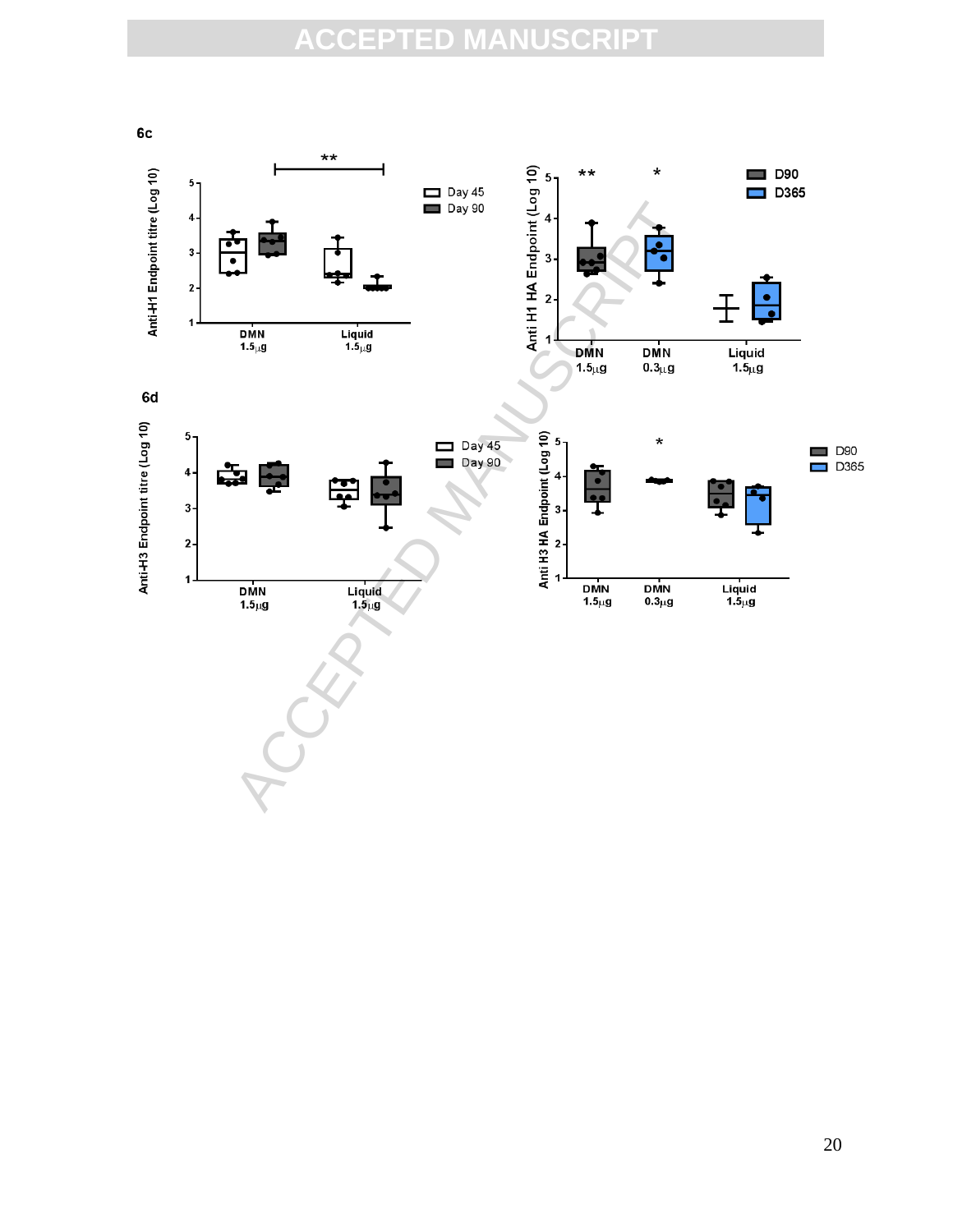6c

6d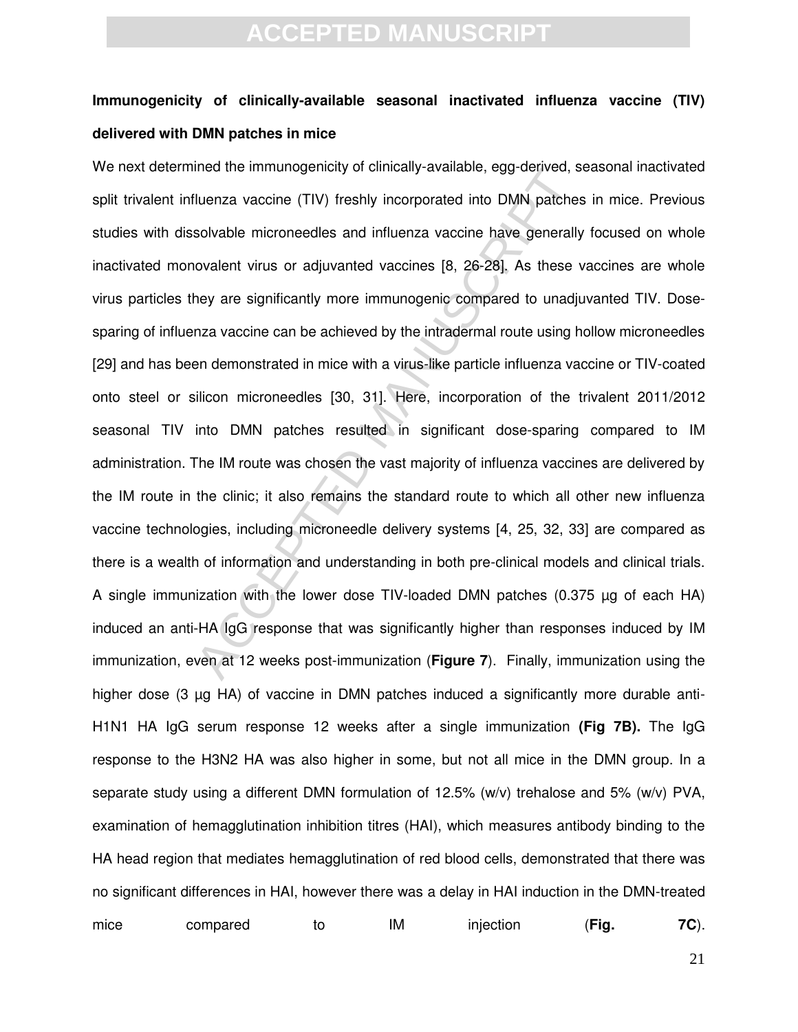**Immunogenicity of clinically-available seasonal inactivated influenza vaccine (TIV) delivered with DMN patches in mice**

We next determined the immunogenicity of clinically-available, egg-derived, seasonal inactivated split trivalent influenza vaccine (TIV) freshly incorporated into DMN patches in mice. Previous studies with dissolvable microneedles and influenza vaccine have generally focused on whole inactivated monovalent virus or adjuvanted vaccines [8, 26-28]. As these vaccines are whole virus particles they are significantly more immunogenic compared to unadjuvanted TIV. Dose-sparing of influenza vaccine can be achieved by the intradermal route using hollow microneedles [29] and has been demonstrated in mice with a virus-like particle influenza vaccine or TIV-coated onto steel or silicon microneedles [30, 31]. Here, incorporation of the trivalent 2011/2012 seasonal TIV into DMN patches resulted in significant dose-sparing compared to IM administration. The IM route was chosen the vast majority of influenza vaccines are delivered by the IM route in the clinic; it also remains the standard route to which all other new influenza vaccine technologies, including microneedle delivery systems [4, 25, 32, 33] are compared as there is a wealth of information and understanding in both pre-clinical models and clinical trials. A single immunization with the lower dose TIV-loaded DMN patches (0.375 µg of each HA) induced an anti-HA IgG response that was significantly higher than responses induced by IM immunization, even at 12 weeks post-immunization (**Figure 7**). Finally, immunization using the higher dose (3 µg HA) of vaccine in DMN patches induced a significantly more durable anti-H1N1 HA IgG serum response 12 weeks after a single immunization **(Fig 7B).** The IgG response to the H3N2 HA was also higher in some, but not all mice in the DMN group. In a separate study using a different DMN formulation of 12.5% (w/v) trehalose and 5% (w/v) PVA, examination of hemagglutination inhibition titres (HAI), which measures antibody binding to the HA head region that mediates hemagglutination of red blood cells, demonstrated that there was no significant differences in HAI, however there was a delay in HAI induction in the DMN-treated mice compared to IM injection (**Fig. 7C**).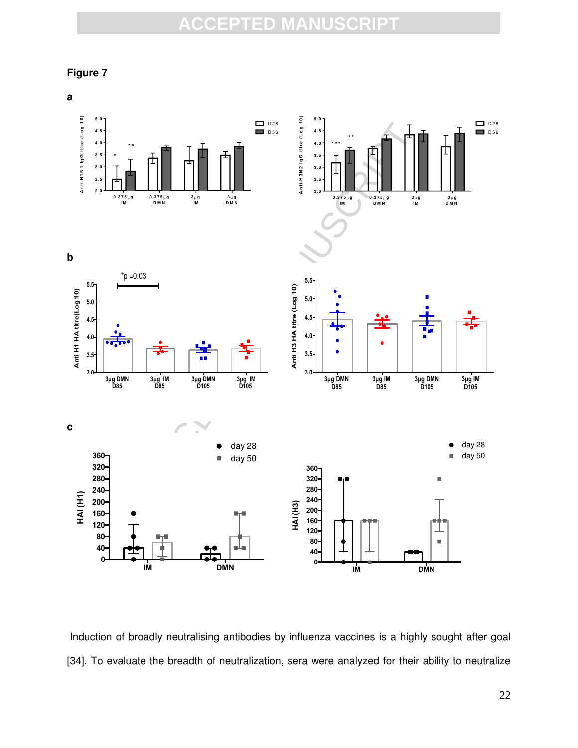**Figure 7**

Induction of broadly neutralising antibodies by influenza vaccines is a highly sought after goal [34]. To evaluate the breadth of neutralization, sera were analyzed for their ability to neutralize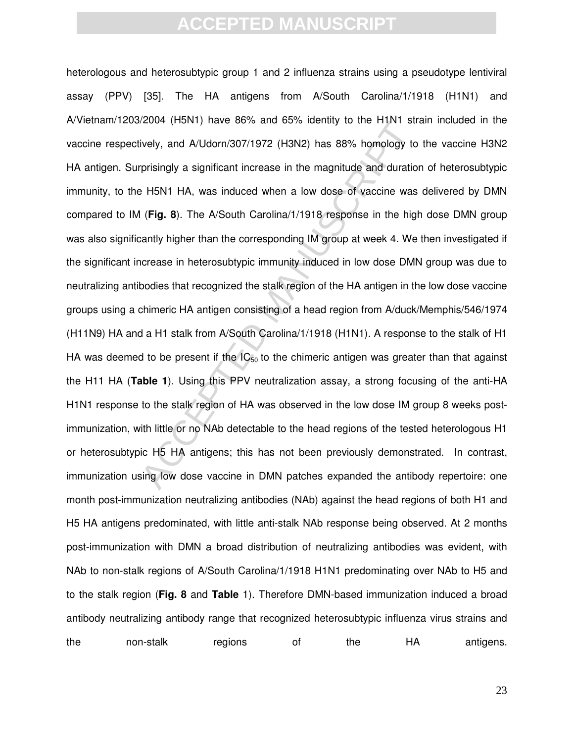heterologous and heterosubtypic group 1 and 2 influenza strains using a pseudotype lentiviral assay (PPV) [35]. The HA antigens from A/South Carolina/1/1918 (H1N1) and A/Vietnam/1203/2004 (H5N1) have 86% and 65% identity to the H1N1 strain included in the vaccine respectively, and A/Udorn/307/1972 (H3N2) has 88% homology to the vaccine H3N2 HA antigen. Surprisingly a significant increase in the magnitude and duration of heterosubtypic immunity, to the H5N1 HA, was induced when a low dose of vaccine was delivered by DMN compared to IM (**Fig. 8**). The A/South Carolina/1/1918 response in the high dose DMN group was also significantly higher than the corresponding IM group at week 4. We then investigated if the significant increase in heterosubtypic immunity induced in low dose DMN group was due to neutralizing antibodies that recognized the stalk region of the HA antigen in the low dose vaccine groups using a chimeric HA antigen consisting of a head region from A/duck/Memphis/546/1974 (H11N9) HA and a H1 stalk from A/South Carolina/1/1918 (H1N1). A response to the stalk of H1 HA was deemed to be present if the $IC_{50}$ to the chimeric antigen was greater than that against the H11 HA (**Table 1**). Using this PPV neutralization assay, a strong focusing of the anti-HA H1N1 response to the stalk region of HA was observed in the low dose IM group 8 weeks post-immunization, with little or no NAb detectable to the head regions of the tested heterologous H1 or heterosubtypic H5 HA antigens; this has not been previously demonstrated. In contrast, immunization using low dose vaccine in DMN patches expanded the antibody repertoire: one month post-immunization neutralizing antibodies (NAb) against the head regions of both H1 and H5 HA antigens predominated, with little anti-stalk NAb response being observed. At 2 months post-immunization with DMN a broad distribution of neutralizing antibodies was evident, with NAb to non-stalk regions of A/South Carolina/1/1918 H1N1 predominating over NAb to H5 and to the stalk region (**Fig. 8** and **Table** 1). Therefore DMN-based immunization induced a broad antibody neutralizing antibody range that recognized heterosubtypic influenza virus strains and the non-stalk regions of the HA antigens.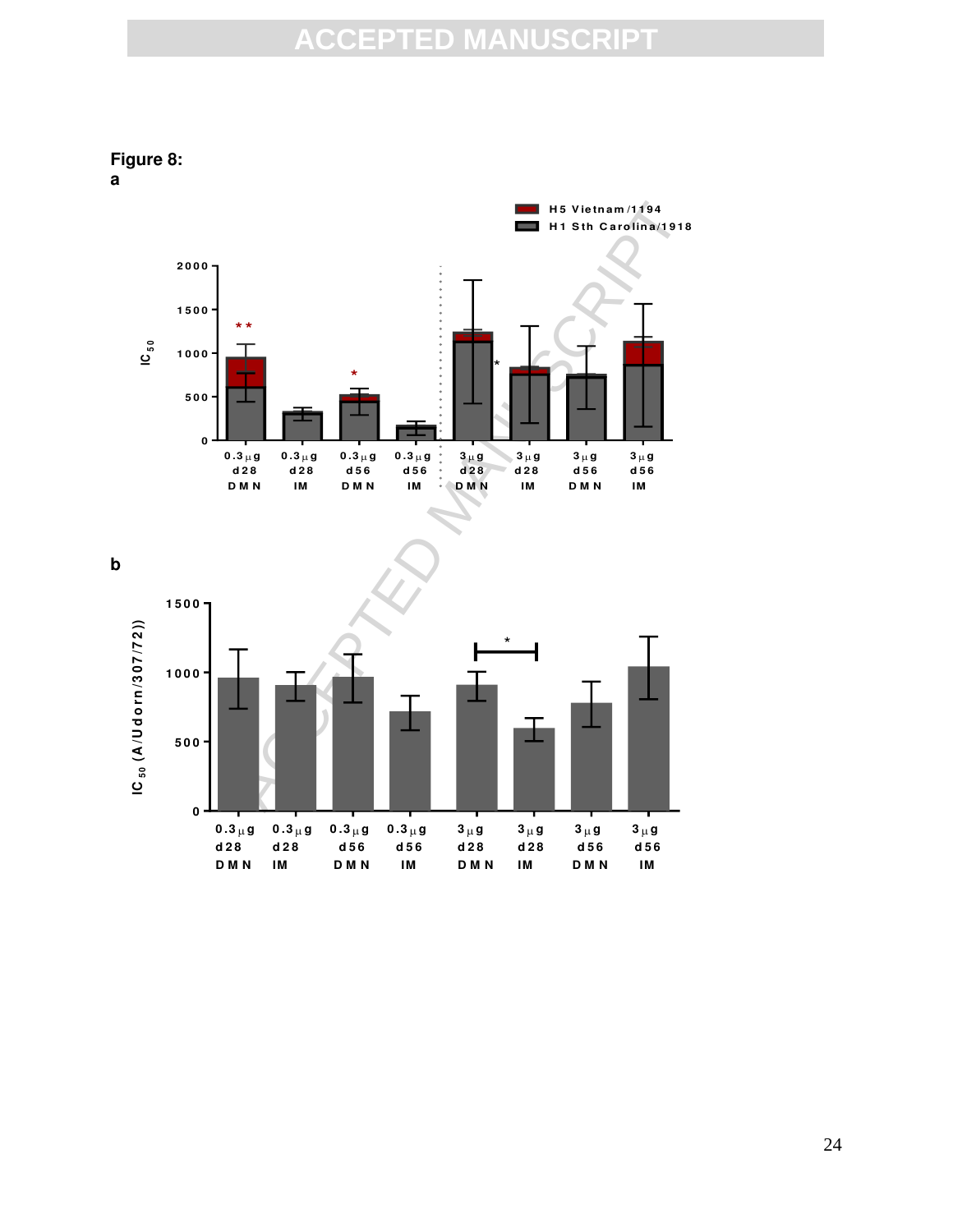**Figure 8:**

**a**

H5 Vietnam/1194

H1 Sth Carolina/1918

**b**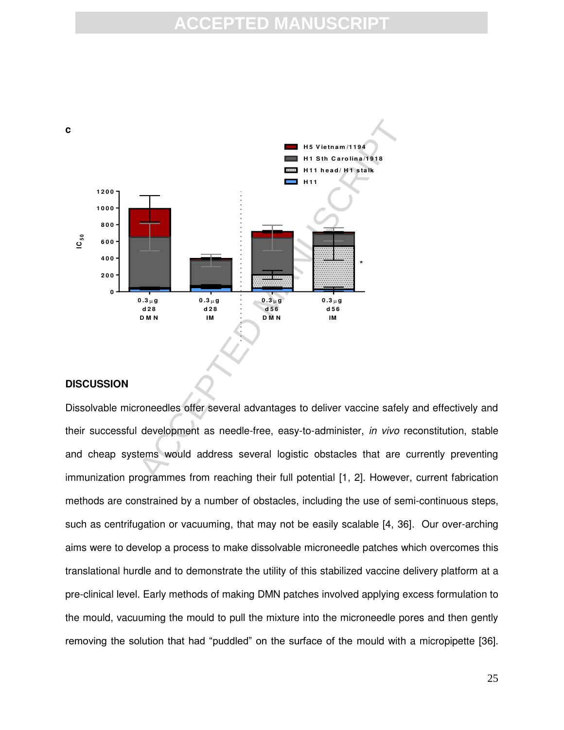c

H5 Vietnam/1194
H1 Sth Carolina/1918
H11 head/ H1 stalk
H11

$IC_{50}$

0.3µg d28 DMN | 0.3µg d28 IM | 0.3µg d56 DMN | 0.3µg d56 IM

## DISCUSSION

Dissolvable microneedles offer several advantages to deliver vaccine safely and effectively and their successful development as needle-free, easy-to-administer, *in vivo* reconstitution, stable and cheap systems would address several logistic obstacles that are currently preventing immunization programmes from reaching their full potential [1, 2]. However, current fabrication methods are constrained by a number of obstacles, including the use of semi-continuous steps, such as centrifugation or vacuuming, that may not be easily scalable [4, 36]. Our over-arching aims were to develop a process to make dissolvable microneedle patches which overcomes this translational hurdle and to demonstrate the utility of this stabilized vaccine delivery platform at a pre-clinical level. Early methods of making DMN patches involved applying excess formulation to the mould, vacuuming the mould to pull the mixture into the microneedle pores and then gently removing the solution that had "puddled" on the surface of the mould with a micropipette [36].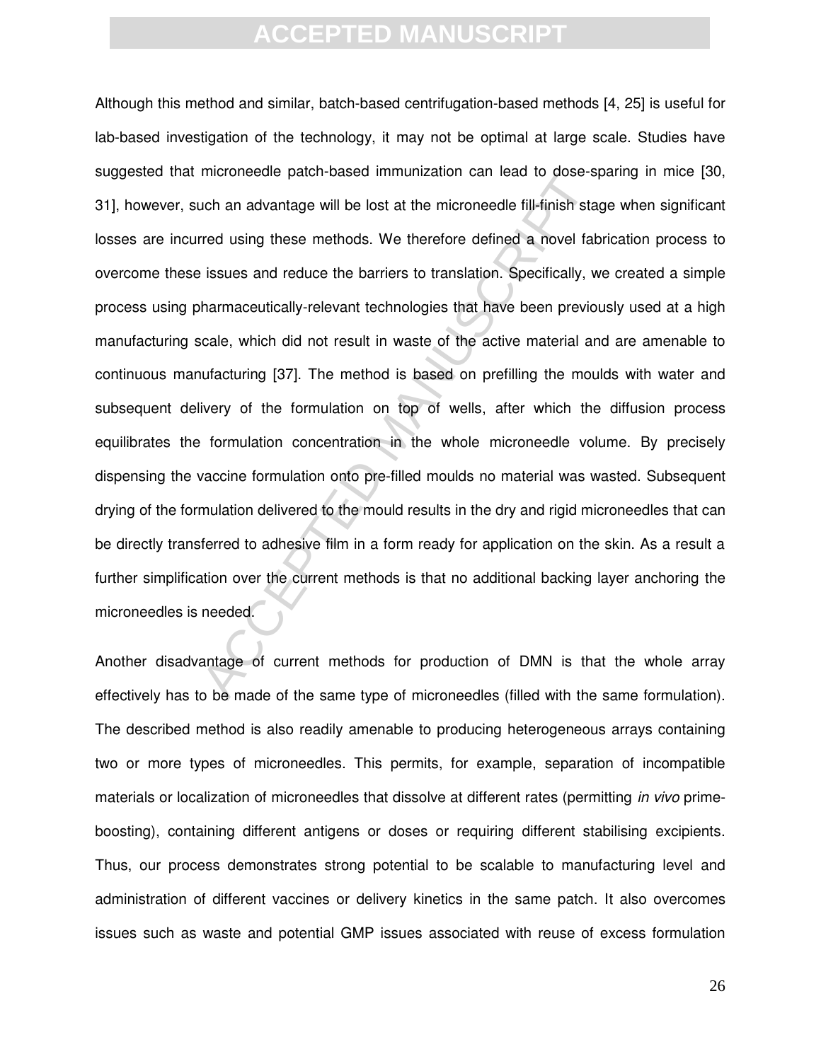Although this method and similar, batch-based centrifugation-based methods [4, 25] is useful for lab-based investigation of the technology, it may not be optimal at large scale. Studies have suggested that microneedle patch-based immunization can lead to dose-sparing in mice [30, 31], however, such an advantage will be lost at the microneedle fill-finish stage when significant losses are incurred using these methods. We therefore defined a novel fabrication process to overcome these issues and reduce the barriers to translation. Specifically, we created a simple process using pharmaceutically-relevant technologies that have been previously used at a high manufacturing scale, which did not result in waste of the active material and are amenable to continuous manufacturing [37]. The method is based on prefilling the moulds with water and subsequent delivery of the formulation on top of wells, after which the diffusion process equilibrates the formulation concentration in the whole microneedle volume. By precisely dispensing the vaccine formulation onto pre-filled moulds no material was wasted. Subsequent drying of the formulation delivered to the mould results in the dry and rigid microneedles that can be directly transferred to adhesive film in a form ready for application on the skin. As a result a further simplification over the current methods is that no additional backing layer anchoring the microneedles is needed.

Another disadvantage of current methods for production of DMN is that the whole array effectively has to be made of the same type of microneedles (filled with the same formulation). The described method is also readily amenable to producing heterogeneous arrays containing two or more types of microneedles. This permits, for example, separation of incompatible materials or localization of microneedles that dissolve at different rates (permitting *in vivo* prime-boosting), containing different antigens or doses or requiring different stabilising excipients. Thus, our process demonstrates strong potential to be scalable to manufacturing level and administration of different vaccines or delivery kinetics in the same patch. It also overcomes issues such as waste and potential GMP issues associated with reuse of excess formulation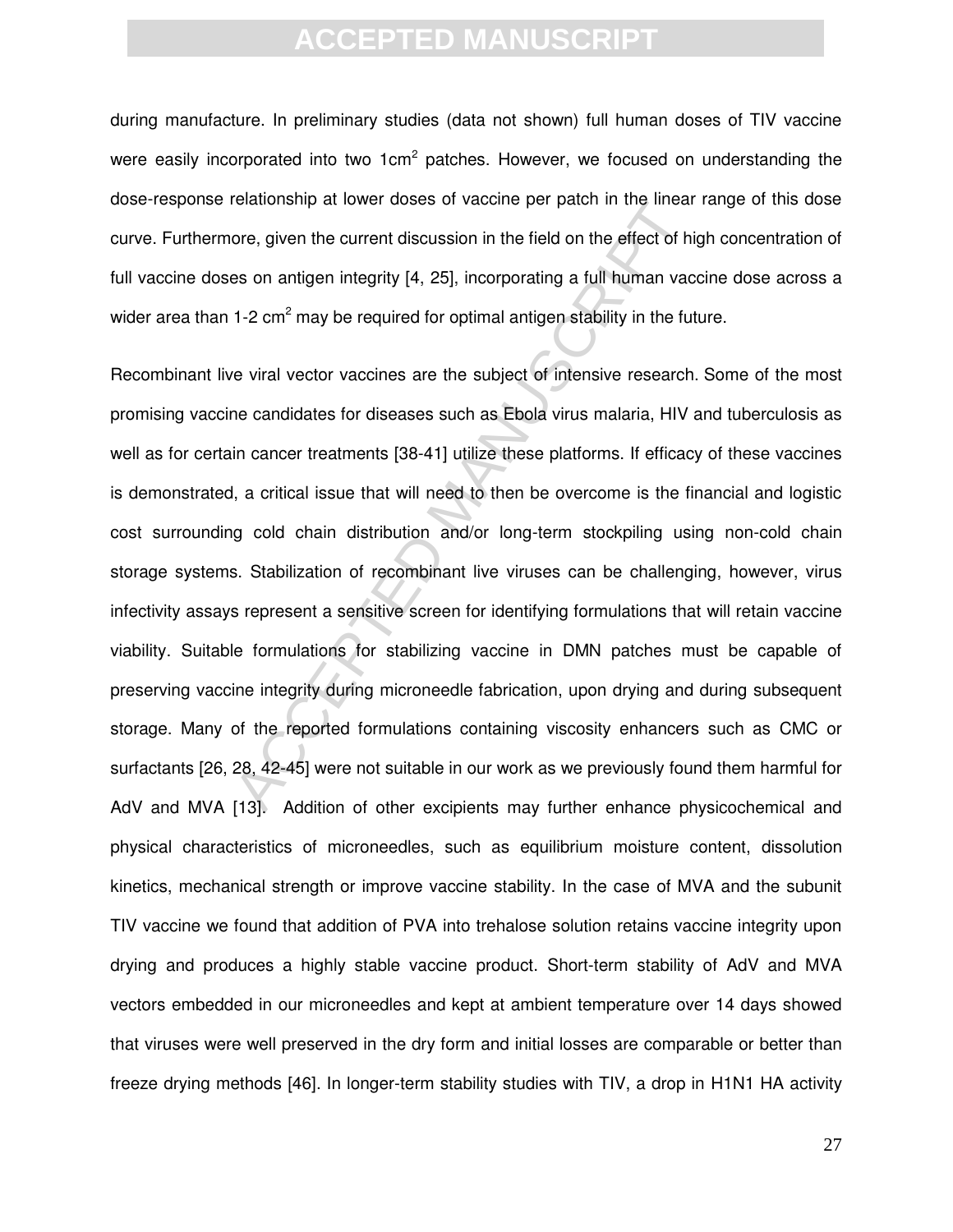during manufacture. In preliminary studies (data not shown) full human doses of TIV vaccine were easily incorporated into two 1cm$^2$ patches. However, we focused on understanding the dose-response relationship at lower doses of vaccine per patch in the linear range of this dose curve. Furthermore, given the current discussion in the field on the effect of high concentration of full vaccine doses on antigen integrity [4, 25], incorporating a full human vaccine dose across a wider area than 1-2 cm$^2$ may be required for optimal antigen stability in the future.

Recombinant live viral vector vaccines are the subject of intensive research. Some of the most promising vaccine candidates for diseases such as Ebola virus malaria, HIV and tuberculosis as well as for certain cancer treatments [38-41] utilize these platforms. If efficacy of these vaccines is demonstrated, a critical issue that will need to then be overcome is the financial and logistic cost surrounding cold chain distribution and/or long-term stockpiling using non-cold chain storage systems. Stabilization of recombinant live viruses can be challenging, however, virus infectivity assays represent a sensitive screen for identifying formulations that will retain vaccine viability. Suitable formulations for stabilizing vaccine in DMN patches must be capable of preserving vaccine integrity during microneedle fabrication, upon drying and during subsequent storage. Many of the reported formulations containing viscosity enhancers such as CMC or surfactants [26, 28, 42-45] were not suitable in our work as we previously found them harmful for AdV and MVA [13]. Addition of other excipients may further enhance physicochemical and physical characteristics of microneedles, such as equilibrium moisture content, dissolution kinetics, mechanical strength or improve vaccine stability. In the case of MVA and the subunit TIV vaccine we found that addition of PVA into trehalose solution retains vaccine integrity upon drying and produces a highly stable vaccine product. Short-term stability of AdV and MVA vectors embedded in our microneedles and kept at ambient temperature over 14 days showed that viruses were well preserved in the dry form and initial losses are comparable or better than freeze drying methods [46]. In longer-term stability studies with TIV, a drop in H1N1 HA activity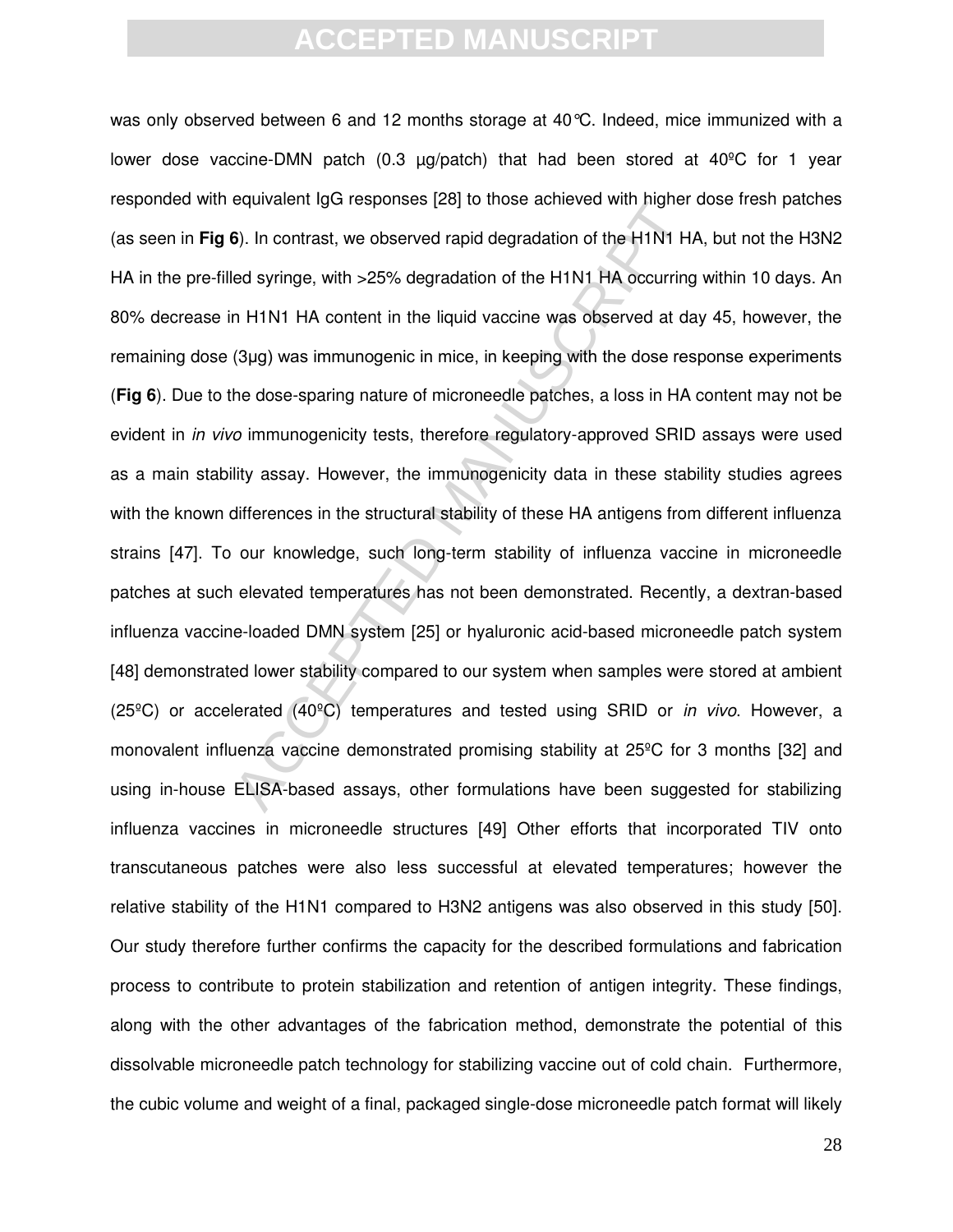was only observed between 6 and 12 months storage at 40℃. Indeed, mice immunized with a lower dose vaccine-DMN patch (0.3 µg/patch) that had been stored at 40ºC for 1 year responded with equivalent IgG responses [28] to those achieved with higher dose fresh patches (as seen in **Fig 6**). In contrast, we observed rapid degradation of the H1N1 HA, but not the H3N2 HA in the pre-filled syringe, with >25% degradation of the H1N1 HA occurring within 10 days. An 80% decrease in H1N1 HA content in the liquid vaccine was observed at day 45, however, the remaining dose (3µg) was immunogenic in mice, in keeping with the dose response experiments (**Fig 6**). Due to the dose-sparing nature of microneedle patches, a loss in HA content may not be evident in *in vivo* immunogenicity tests, therefore regulatory-approved SRID assays were used as a main stability assay. However, the immunogenicity data in these stability studies agrees with the known differences in the structural stability of these HA antigens from different influenza strains [47]. To our knowledge, such long-term stability of influenza vaccine in microneedle patches at such elevated temperatures has not been demonstrated. Recently, a dextran-based influenza vaccine-loaded DMN system [25] or hyaluronic acid-based microneedle patch system [48] demonstrated lower stability compared to our system when samples were stored at ambient (25ºC) or accelerated (40ºC) temperatures and tested using SRID or *in vivo*. However, a monovalent influenza vaccine demonstrated promising stability at 25ºC for 3 months [32] and using in-house ELISA-based assays, other formulations have been suggested for stabilizing influenza vaccines in microneedle structures [49] Other efforts that incorporated TIV onto transcutaneous patches were also less successful at elevated temperatures; however the relative stability of the H1N1 compared to H3N2 antigens was also observed in this study [50]. Our study therefore further confirms the capacity for the described formulations and fabrication process to contribute to protein stabilization and retention of antigen integrity. These findings, along with the other advantages of the fabrication method, demonstrate the potential of this dissolvable microneedle patch technology for stabilizing vaccine out of cold chain. Furthermore, the cubic volume and weight of a final, packaged single-dose microneedle patch format will likely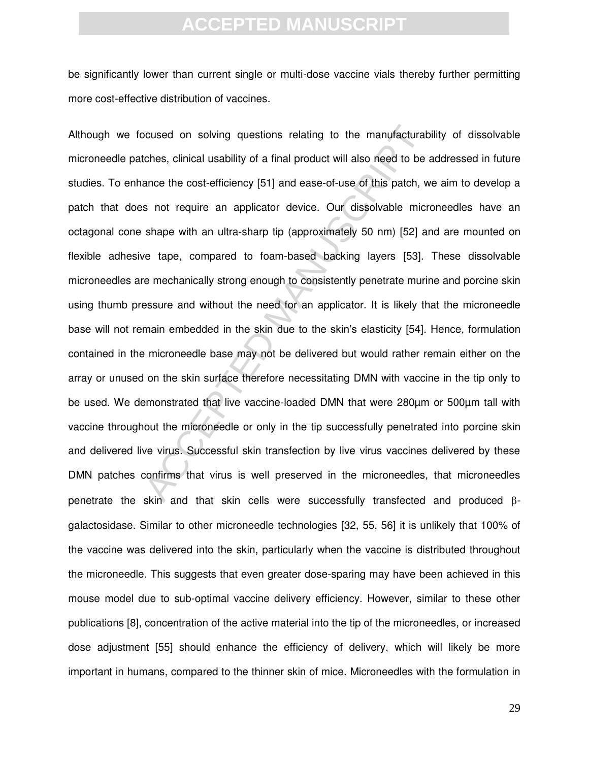be significantly lower than current single or multi-dose vaccine vials thereby further permitting more cost-effective distribution of vaccines.

Although we focused on solving questions relating to the manufacturability of dissolvable microneedle patches, clinical usability of a final product will also need to be addressed in future studies. To enhance the cost-efficiency [51] and ease-of-use of this patch, we aim to develop a patch that does not require an applicator device. Our dissolvable microneedles have an octagonal cone shape with an ultra-sharp tip (approximately 50 nm) [52] and are mounted on flexible adhesive tape, compared to foam-based backing layers [53]. These dissolvable microneedles are mechanically strong enough to consistently penetrate murine and porcine skin using thumb pressure and without the need for an applicator. It is likely that the microneedle base will not remain embedded in the skin due to the skin's elasticity [54]. Hence, formulation contained in the microneedle base may not be delivered but would rather remain either on the array or unused on the skin surface therefore necessitating DMN with vaccine in the tip only to be used. We demonstrated that live vaccine-loaded DMN that were 280µm or 500µm tall with vaccine throughout the microneedle or only in the tip successfully penetrated into porcine skin and delivered live virus. Successful skin transfection by live virus vaccines delivered by these DMN patches confirms that virus is well preserved in the microneedles, that microneedles penetrate the skin and that skin cells were successfully transfected and produced β-galactosidase. Similar to other microneedle technologies [32, 55, 56] it is unlikely that 100% of the vaccine was delivered into the skin, particularly when the vaccine is distributed throughout the microneedle. This suggests that even greater dose-sparing may have been achieved in this mouse model due to sub-optimal vaccine delivery efficiency. However, similar to these other publications [8], concentration of the active material into the tip of the microneedles, or increased dose adjustment [55] should enhance the efficiency of delivery, which will likely be more important in humans, compared to the thinner skin of mice. Microneedles with the formulation in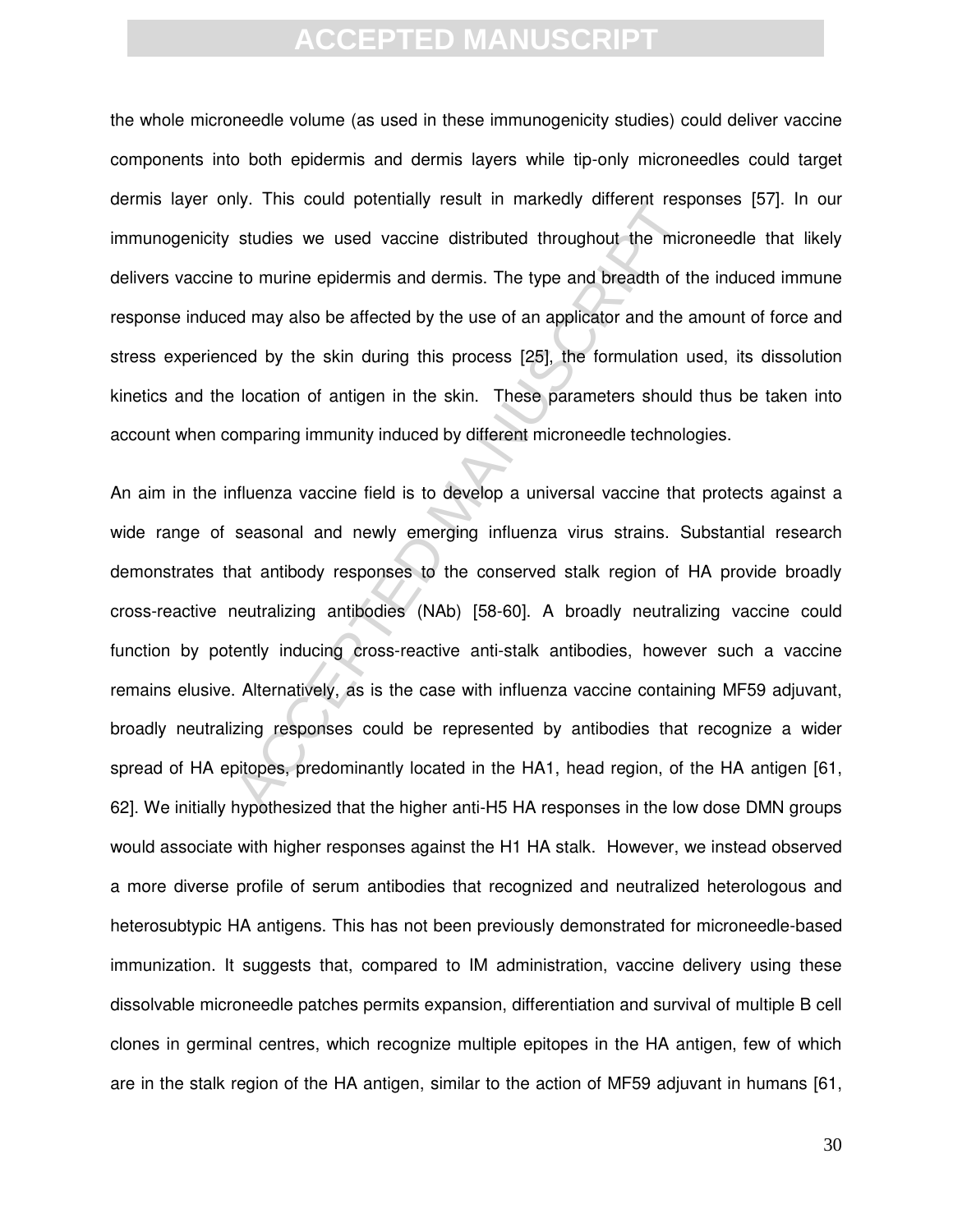the whole microneedle volume (as used in these immunogenicity studies) could deliver vaccine components into both epidermis and dermis layers while tip-only microneedles could target dermis layer only. This could potentially result in markedly different responses [57]. In our immunogenicity studies we used vaccine distributed throughout the microneedle that likely delivers vaccine to murine epidermis and dermis. The type and breadth of the induced immune response induced may also be affected by the use of an applicator and the amount of force and stress experienced by the skin during this process [25], the formulation used, its dissolution kinetics and the location of antigen in the skin. These parameters should thus be taken into account when comparing immunity induced by different microneedle technologies.

An aim in the influenza vaccine field is to develop a universal vaccine that protects against a wide range of seasonal and newly emerging influenza virus strains. Substantial research demonstrates that antibody responses to the conserved stalk region of HA provide broadly cross-reactive neutralizing antibodies (NAb) [58-60]. A broadly neutralizing vaccine could function by potently inducing cross-reactive anti-stalk antibodies, however such a vaccine remains elusive. Alternatively, as is the case with influenza vaccine containing MF59 adjuvant, broadly neutralizing responses could be represented by antibodies that recognize a wider spread of HA epitopes, predominantly located in the HA1, head region, of the HA antigen [61, 62]. We initially hypothesized that the higher anti-H5 HA responses in the low dose DMN groups would associate with higher responses against the H1 HA stalk. However, we instead observed a more diverse profile of serum antibodies that recognized and neutralized heterologous and heterosubtypic HA antigens. This has not been previously demonstrated for microneedle-based immunization. It suggests that, compared to IM administration, vaccine delivery using these dissolvable microneedle patches permits expansion, differentiation and survival of multiple B cell clones in germinal centres, which recognize multiple epitopes in the HA antigen, few of which are in the stalk region of the HA antigen, similar to the action of MF59 adjuvant in humans [61,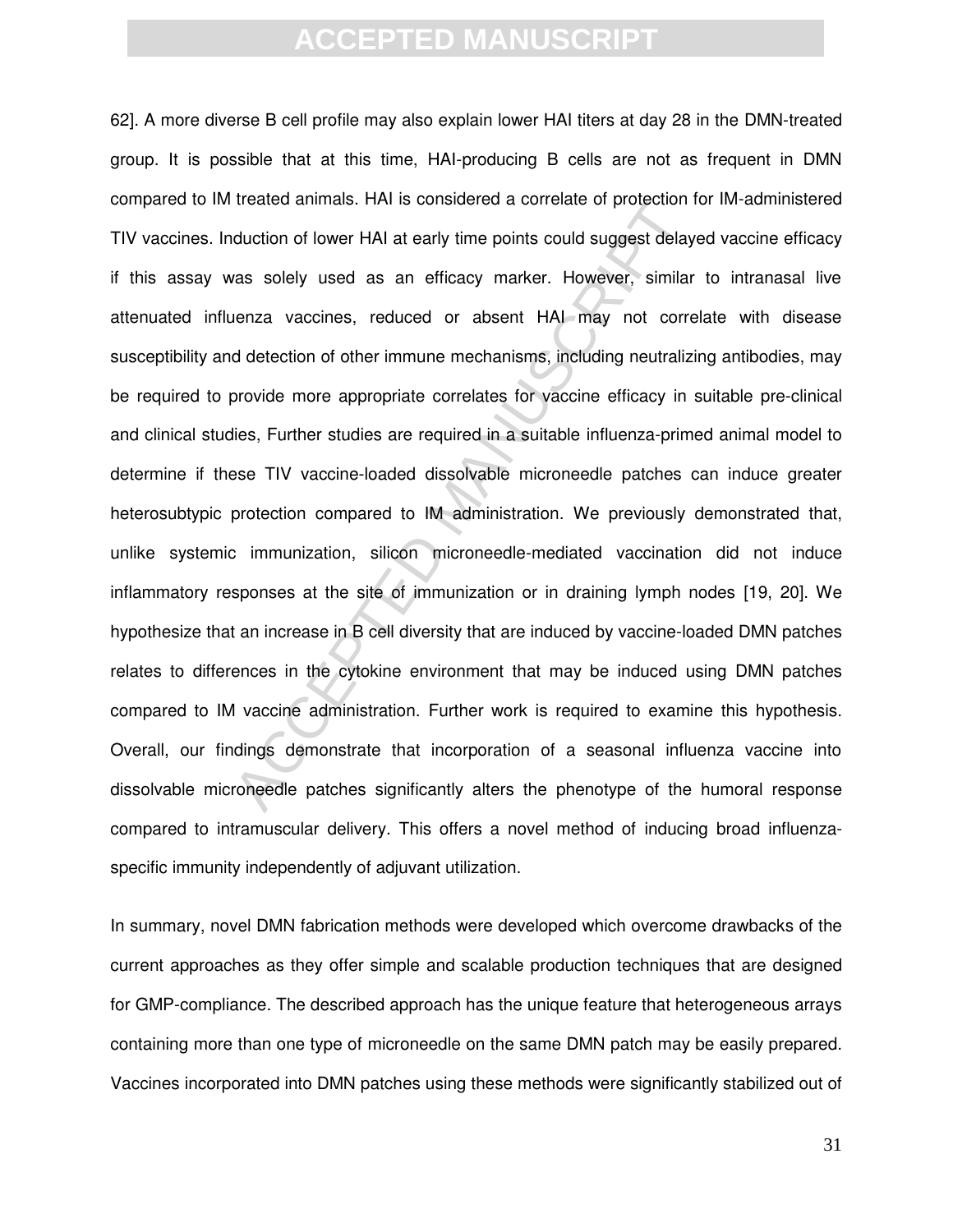62]. A more diverse B cell profile may also explain lower HAI titers at day 28 in the DMN-treated group. It is possible that at this time, HAI-producing B cells are not as frequent in DMN compared to IM treated animals. HAI is considered a correlate of protection for IM-administered TIV vaccines. Induction of lower HAI at early time points could suggest delayed vaccine efficacy if this assay was solely used as an efficacy marker. However, similar to intranasal live attenuated influenza vaccines, reduced or absent HAI may not correlate with disease susceptibility and detection of other immune mechanisms, including neutralizing antibodies, may be required to provide more appropriate correlates for vaccine efficacy in suitable pre-clinical and clinical studies, Further studies are required in a suitable influenza-primed animal model to determine if these TIV vaccine-loaded dissolvable microneedle patches can induce greater heterosubtypic protection compared to IM administration. We previously demonstrated that, unlike systemic immunization, silicon microneedle-mediated vaccination did not induce inflammatory responses at the site of immunization or in draining lymph nodes [19, 20]. We hypothesize that an increase in B cell diversity that are induced by vaccine-loaded DMN patches relates to differences in the cytokine environment that may be induced using DMN patches compared to IM vaccine administration. Further work is required to examine this hypothesis. Overall, our findings demonstrate that incorporation of a seasonal influenza vaccine into dissolvable microneedle patches significantly alters the phenotype of the humoral response compared to intramuscular delivery. This offers a novel method of inducing broad influenza-specific immunity independently of adjuvant utilization.

In summary, novel DMN fabrication methods were developed which overcome drawbacks of the current approaches as they offer simple and scalable production techniques that are designed for GMP-compliance. The described approach has the unique feature that heterogeneous arrays containing more than one type of microneedle on the same DMN patch may be easily prepared. Vaccines incorporated into DMN patches using these methods were significantly stabilized out of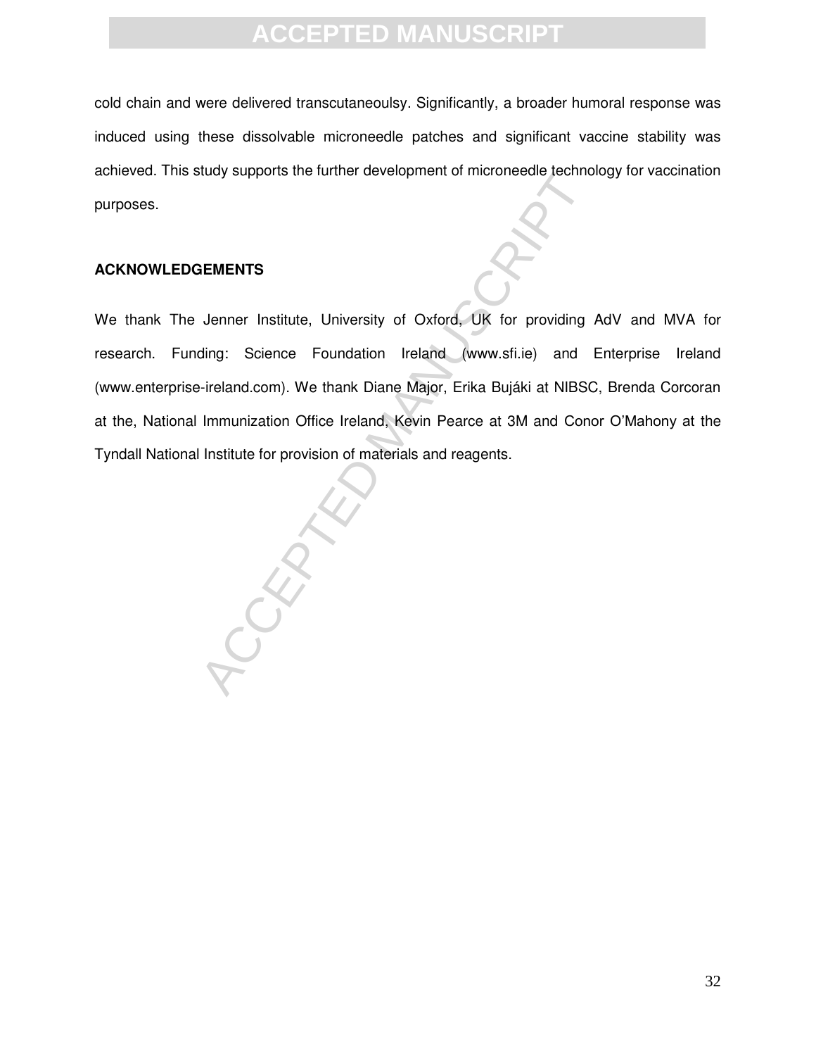cold chain and were delivered transcutaneoulsy. Significantly, a broader humoral response was induced using these dissolvable microneedle patches and significant vaccine stability was achieved. This study supports the further development of microneedle technology for vaccination purposes.

**ACKNOWLEDGEMENTS**

We thank The Jenner Institute, University of Oxford, UK for providing AdV and MVA for research. Funding: Science Foundation Ireland (www.sfi.ie) and Enterprise Ireland (www.enterprise-ireland.com). We thank Diane Major, Erika Bujáki at NIBSC, Brenda Corcoran at the, National Immunization Office Ireland, Kevin Pearce at 3M and Conor O'Mahony at the Tyndall National Institute for provision of materials and reagents.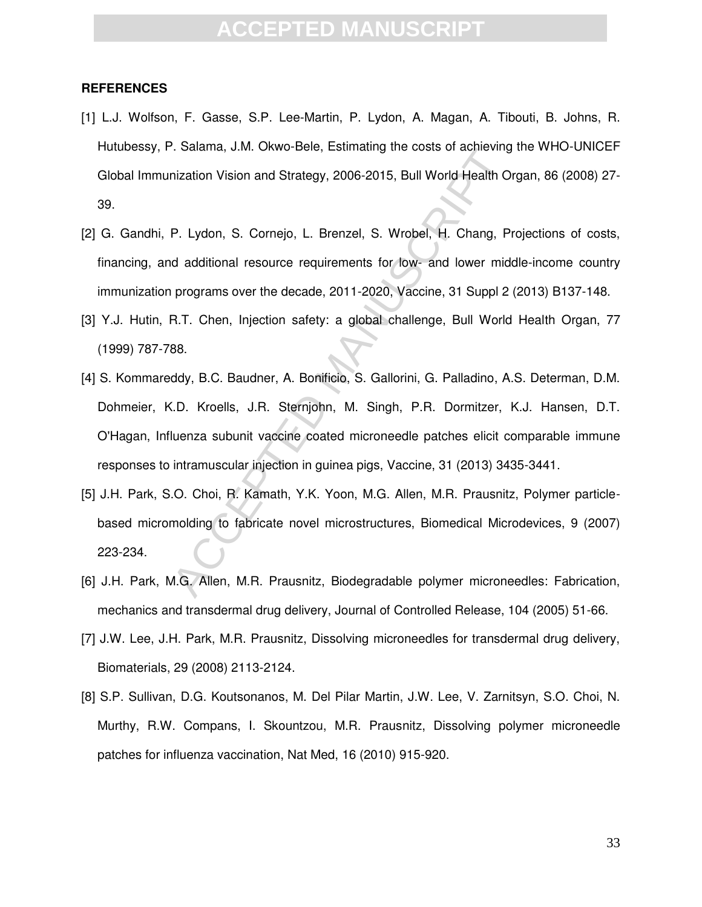**REFERENCES**

[1] L.J. Wolfson, F. Gasse, S.P. Lee-Martin, P. Lydon, A. Magan, A. Tibouti, B. Johns, R. Hutubessy, P. Salama, J.M. Okwo-Bele, Estimating the costs of achieving the WHO-UNICEF Global Immunization Vision and Strategy, 2006-2015, Bull World Health Organ, 86 (2008) 27-39.

[2] G. Gandhi, P. Lydon, S. Cornejo, L. Brenzel, S. Wrobel, H. Chang, Projections of costs, financing, and additional resource requirements for low- and lower middle-income country immunization programs over the decade, 2011-2020, Vaccine, 31 Suppl 2 (2013) B137-148.

[3] Y.J. Hutin, R.T. Chen, Injection safety: a global challenge, Bull World Health Organ, 77 (1999) 787-788.

[4] S. Kommareddy, B.C. Baudner, A. Bonificio, S. Gallorini, G. Palladino, A.S. Determan, D.M. Dohmeier, K.D. Kroells, J.R. Sternjohn, M. Singh, P.R. Dormitzer, K.J. Hansen, D.T. O'Hagan, Influenza subunit vaccine coated microneedle patches elicit comparable immune responses to intramuscular injection in guinea pigs, Vaccine, 31 (2013) 3435-3441.

[5] J.H. Park, S.O. Choi, R. Kamath, Y.K. Yoon, M.G. Allen, M.R. Prausnitz, Polymer particle-based micromolding to fabricate novel microstructures, Biomedical Microdevices, 9 (2007) 223-234.

[6] J.H. Park, M.G. Allen, M.R. Prausnitz, Biodegradable polymer microneedles: Fabrication, mechanics and transdermal drug delivery, Journal of Controlled Release, 104 (2005) 51-66.

[7] J.W. Lee, J.H. Park, M.R. Prausnitz, Dissolving microneedles for transdermal drug delivery, Biomaterials, 29 (2008) 2113-2124.

[8] S.P. Sullivan, D.G. Koutsonanos, M. Del Pilar Martin, J.W. Lee, V. Zarnitsyn, S.O. Choi, N. Murthy, R.W. Compans, I. Skountzou, M.R. Prausnitz, Dissolving polymer microneedle patches for influenza vaccination, Nat Med, 16 (2010) 915-920.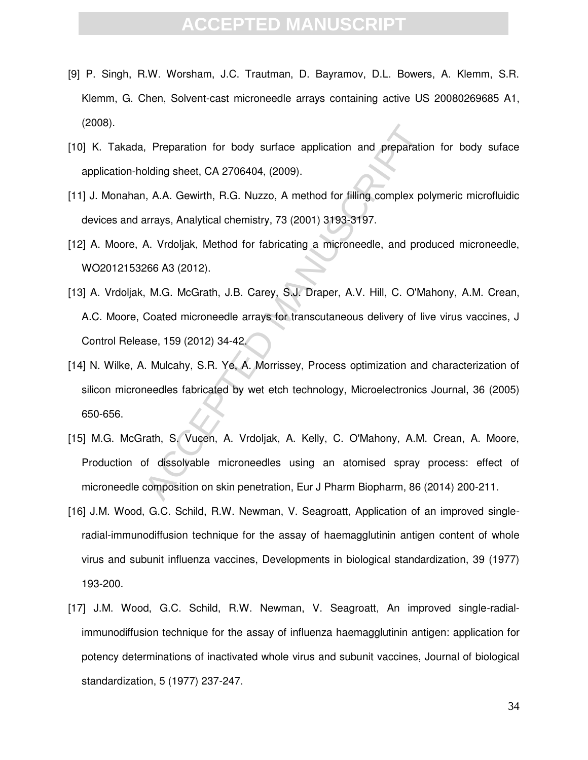[9] P. Singh, R.W. Worsham, J.C. Trautman, D. Bayramov, D.L. Bowers, A. Klemm, S.R. Klemm, G. Chen, Solvent-cast microneedle arrays containing active US 20080269685 A1, (2008).

[10] K. Takada, Preparation for body surface application and preparation for body suface application-holding sheet, CA 2706404, (2009).

[11] J. Monahan, A.A. Gewirth, R.G. Nuzzo, A method for filling complex polymeric microfluidic devices and arrays, Analytical chemistry, 73 (2001) 3193-3197.

[12] A. Moore, A. Vrdoljak, Method for fabricating a microneedle, and produced microneedle, WO2012153266 A3 (2012).

[13] A. Vrdoljak, M.G. McGrath, J.B. Carey, S.J. Draper, A.V. Hill, C. O'Mahony, A.M. Crean, A.C. Moore, Coated microneedle arrays for transcutaneous delivery of live virus vaccines, J Control Release, 159 (2012) 34-42.

[14] N. Wilke, A. Mulcahy, S.R. Ye, A. Morrissey, Process optimization and characterization of silicon microneedles fabricated by wet etch technology, Microelectronics Journal, 36 (2005) 650-656.

[15] M.G. McGrath, S. Vucen, A. Vrdoljak, A. Kelly, C. O'Mahony, A.M. Crean, A. Moore, Production of dissolvable microneedles using an atomised spray process: effect of microneedle composition on skin penetration, Eur J Pharm Biopharm, 86 (2014) 200-211.

[16] J.M. Wood, G.C. Schild, R.W. Newman, V. Seagroatt, Application of an improved single-radial-immunodiffusion technique for the assay of haemagglutinin antigen content of whole virus and subunit influenza vaccines, Developments in biological standardization, 39 (1977) 193-200.

[17] J.M. Wood, G.C. Schild, R.W. Newman, V. Seagroatt, An improved single-radial-immunodiffusion technique for the assay of influenza haemagglutinin antigen: application for potency determinations of inactivated whole virus and subunit vaccines, Journal of biological standardization, 5 (1977) 237-247.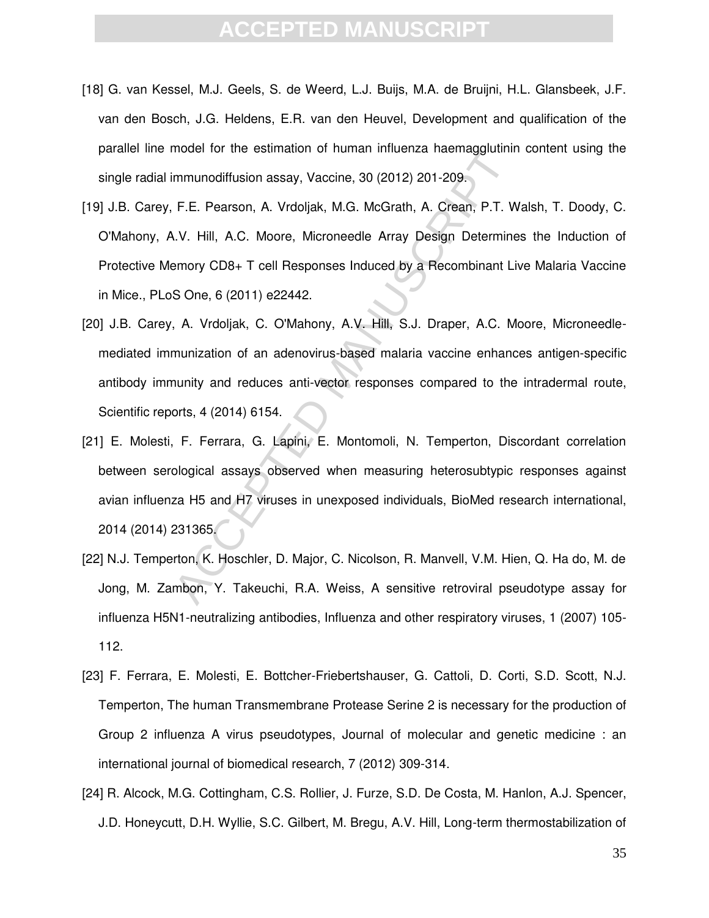[18] G. van Kessel, M.J. Geels, S. de Weerd, L.J. Buijs, M.A. de Bruijni, H.L. Glansbeek, J.F. van den Bosch, J.G. Heldens, E.R. van den Heuvel, Development and qualification of the parallel line model for the estimation of human influenza haemagglutinin content using the single radial immunodiffusion assay, Vaccine, 30 (2012) 201-209.

[19] J.B. Carey, F.E. Pearson, A. Vrdoljak, M.G. McGrath, A. Crean, P.T. Walsh, T. Doody, C. O'Mahony, A.V. Hill, A.C. Moore, Microneedle Array Design Determines the Induction of Protective Memory CD8+ T cell Responses Induced by a Recombinant Live Malaria Vaccine in Mice., PLoS One, 6 (2011) e22442.

[20] J.B. Carey, A. Vrdoljak, C. O'Mahony, A.V. Hill, S.J. Draper, A.C. Moore, Microneedle-mediated immunization of an adenovirus-based malaria vaccine enhances antigen-specific antibody immunity and reduces anti-vector responses compared to the intradermal route, Scientific reports, 4 (2014) 6154.

[21] E. Molesti, F. Ferrara, G. Lapini, E. Montomoli, N. Temperton, Discordant correlation between serological assays observed when measuring heterosubtypic responses against avian influenza H5 and H7 viruses in unexposed individuals, BioMed research international, 2014 (2014) 231365.

[22] N.J. Temperton, K. Hoschler, D. Major, C. Nicolson, R. Manvell, V.M. Hien, Q. Ha do, M. de Jong, M. Zambon, Y. Takeuchi, R.A. Weiss, A sensitive retroviral pseudotype assay for influenza H5N1-neutralizing antibodies, Influenza and other respiratory viruses, 1 (2007) 105-112.

[23] F. Ferrara, E. Molesti, E. Bottcher-Friebertshauser, G. Cattoli, D. Corti, S.D. Scott, N.J. Temperton, The human Transmembrane Protease Serine 2 is necessary for the production of Group 2 influenza A virus pseudotypes, Journal of molecular and genetic medicine : an international journal of biomedical research, 7 (2012) 309-314.

[24] R. Alcock, M.G. Cottingham, C.S. Rollier, J. Furze, S.D. De Costa, M. Hanlon, A.J. Spencer, J.D. Honeycutt, D.H. Wyllie, S.C. Gilbert, M. Bregu, A.V. Hill, Long-term thermostabilization of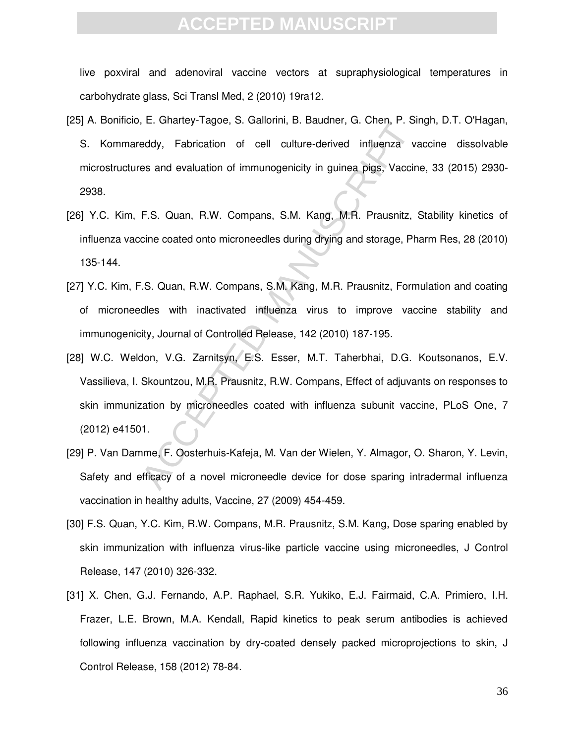live poxviral and adenoviral vaccine vectors at supraphysiological temperatures in carbohydrate glass, Sci Transl Med, 2 (2010) 19ra12.

[25] A. Bonificio, E. Ghartey-Tagoe, S. Gallorini, B. Baudner, G. Chen, P. Singh, D.T. O'Hagan, S. Kommareddy, Fabrication of cell culture-derived influenza vaccine dissolvable microstructures and evaluation of immunogenicity in guinea pigs, Vaccine, 33 (2015) 2930-2938.

[26] Y.C. Kim, F.S. Quan, R.W. Compans, S.M. Kang, M.R. Prausnitz, Stability kinetics of influenza vaccine coated onto microneedles during drying and storage, Pharm Res, 28 (2010) 135-144.

[27] Y.C. Kim, F.S. Quan, R.W. Compans, S.M. Kang, M.R. Prausnitz, Formulation and coating of microneedles with inactivated influenza virus to improve vaccine stability and immunogenicity, Journal of Controlled Release, 142 (2010) 187-195.

[28] W.C. Weldon, V.G. Zarnitsyn, E.S. Esser, M.T. Taherbhai, D.G. Koutsonanos, E.V. Vassilieva, I. Skountzou, M.R. Prausnitz, R.W. Compans, Effect of adjuvants on responses to skin immunization by microneedles coated with influenza subunit vaccine, PLoS One, 7 (2012) e41501.

[29] P. Van Damme, F. Oosterhuis-Kafeja, M. Van der Wielen, Y. Almagor, O. Sharon, Y. Levin, Safety and efficacy of a novel microneedle device for dose sparing intradermal influenza vaccination in healthy adults, Vaccine, 27 (2009) 454-459.

[30] F.S. Quan, Y.C. Kim, R.W. Compans, M.R. Prausnitz, S.M. Kang, Dose sparing enabled by skin immunization with influenza virus-like particle vaccine using microneedles, J Control Release, 147 (2010) 326-332.

[31] X. Chen, G.J. Fernando, A.P. Raphael, S.R. Yukiko, E.J. Fairmaid, C.A. Primiero, I.H. Frazer, L.E. Brown, M.A. Kendall, Rapid kinetics to peak serum antibodies is achieved following influenza vaccination by dry-coated densely packed microprojections to skin, J Control Release, 158 (2012) 78-84.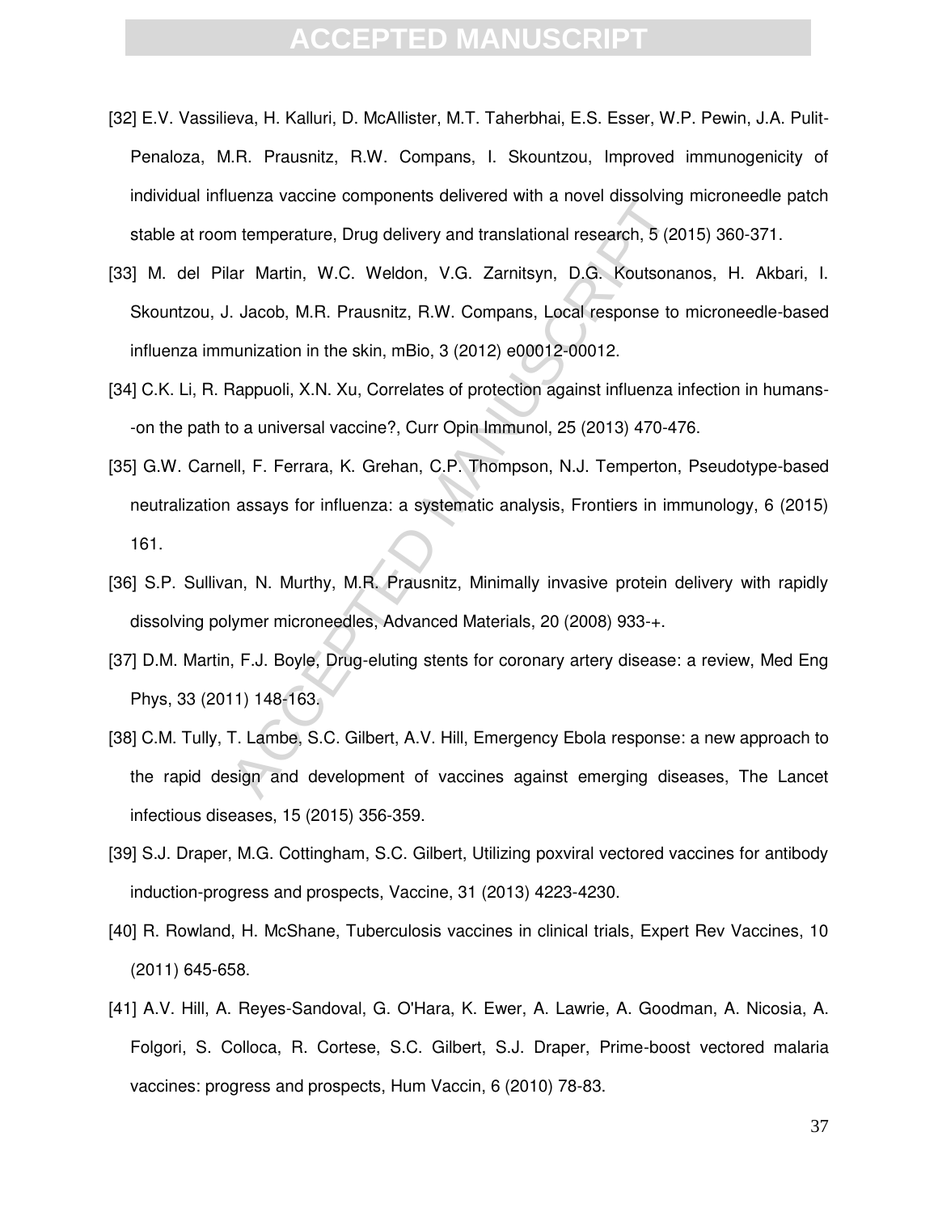[32] E.V. Vassilieva, H. Kalluri, D. McAllister, M.T. Taherbhai, E.S. Esser, W.P. Pewin, J.A. Pulit-Penaloza, M.R. Prausnitz, R.W. Compans, I. Skountzou, Improved immunogenicity of individual influenza vaccine components delivered with a novel dissolving microneedle patch stable at room temperature, Drug delivery and translational research, 5 (2015) 360-371.

[33] M. del Pilar Martin, W.C. Weldon, V.G. Zarnitsyn, D.G. Koutsonanos, H. Akbari, I. Skountzou, J. Jacob, M.R. Prausnitz, R.W. Compans, Local response to microneedle-based influenza immunization in the skin, mBio, 3 (2012) e00012-00012.

[34] C.K. Li, R. Rappuoli, X.N. Xu, Correlates of protection against influenza infection in humans--on the path to a universal vaccine?, Curr Opin Immunol, 25 (2013) 470-476.

[35] G.W. Carnell, F. Ferrara, K. Grehan, C.P. Thompson, N.J. Temperton, Pseudotype-based neutralization assays for influenza: a systematic analysis, Frontiers in immunology, 6 (2015) 161.

[36] S.P. Sullivan, N. Murthy, M.R. Prausnitz, Minimally invasive protein delivery with rapidly dissolving polymer microneedles, Advanced Materials, 20 (2008) 933-+.

[37] D.M. Martin, F.J. Boyle, Drug-eluting stents for coronary artery disease: a review, Med Eng Phys, 33 (2011) 148-163.

[38] C.M. Tully, T. Lambe, S.C. Gilbert, A.V. Hill, Emergency Ebola response: a new approach to the rapid design and development of vaccines against emerging diseases, The Lancet infectious diseases, 15 (2015) 356-359.

[39] S.J. Draper, M.G. Cottingham, S.C. Gilbert, Utilizing poxviral vectored vaccines for antibody induction-progress and prospects, Vaccine, 31 (2013) 4223-4230.

[40] R. Rowland, H. McShane, Tuberculosis vaccines in clinical trials, Expert Rev Vaccines, 10 (2011) 645-658.

[41] A.V. Hill, A. Reyes-Sandoval, G. O'Hara, K. Ewer, A. Lawrie, A. Goodman, A. Nicosia, A. Folgori, S. Colloca, R. Cortese, S.C. Gilbert, S.J. Draper, Prime-boost vectored malaria vaccines: progress and prospects, Hum Vaccin, 6 (2010) 78-83.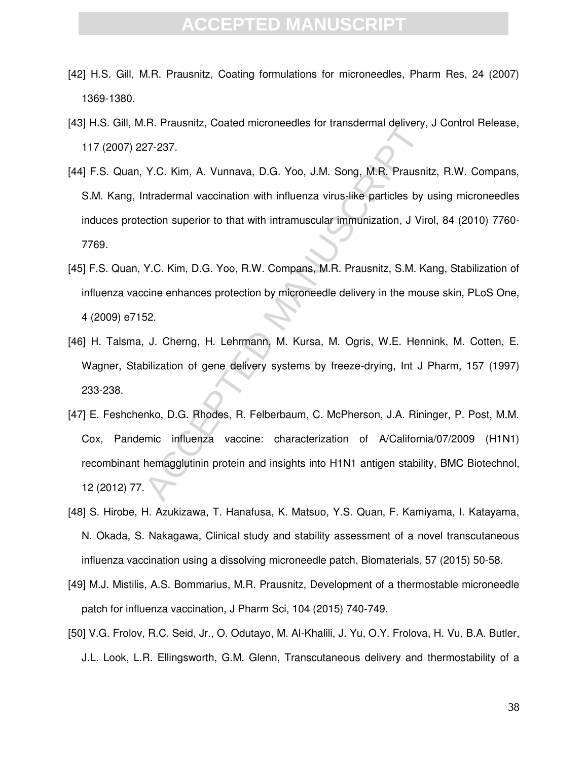[42] H.S. Gill, M.R. Prausnitz, Coating formulations for microneedles, Pharm Res, 24 (2007) 1369-1380.

[43] H.S. Gill, M.R. Prausnitz, Coated microneedles for transdermal delivery, J Control Release, 117 (2007) 227-237.

[44] F.S. Quan, Y.C. Kim, A. Vunnava, D.G. Yoo, J.M. Song, M.R. Prausnitz, R.W. Compans, S.M. Kang, Intradermal vaccination with influenza virus-like particles by using microneedles induces protection superior to that with intramuscular immunization, J Virol, 84 (2010) 7760-7769.

[45] F.S. Quan, Y.C. Kim, D.G. Yoo, R.W. Compans, M.R. Prausnitz, S.M. Kang, Stabilization of influenza vaccine enhances protection by microneedle delivery in the mouse skin, PLoS One, 4 (2009) e7152.

[46] H. Talsma, J. Cherng, H. Lehrmann, M. Kursa, M. Ogris, W.E. Hennink, M. Cotten, E. Wagner, Stabilization of gene delivery systems by freeze-drying, Int J Pharm, 157 (1997) 233-238.

[47] E. Feshchenko, D.G. Rhodes, R. Felberbaum, C. McPherson, J.A. Rininger, P. Post, M.M. Cox, Pandemic influenza vaccine: characterization of A/California/07/2009 (H1N1) recombinant hemagglutinin protein and insights into H1N1 antigen stability, BMC Biotechnol, 12 (2012) 77.

[48] S. Hirobe, H. Azukizawa, T. Hanafusa, K. Matsuo, Y.S. Quan, F. Kamiyama, I. Katayama, N. Okada, S. Nakagawa, Clinical study and stability assessment of a novel transcutaneous influenza vaccination using a dissolving microneedle patch, Biomaterials, 57 (2015) 50-58.

[49] M.J. Mistilis, A.S. Bommarius, M.R. Prausnitz, Development of a thermostable microneedle patch for influenza vaccination, J Pharm Sci, 104 (2015) 740-749.

[50] V.G. Frolov, R.C. Seid, Jr., O. Odutayo, M. Al-Khalili, J. Yu, O.Y. Frolova, H. Vu, B.A. Butler, J.L. Look, L.R. Ellingsworth, G.M. Glenn, Transcutaneous delivery and thermostability of a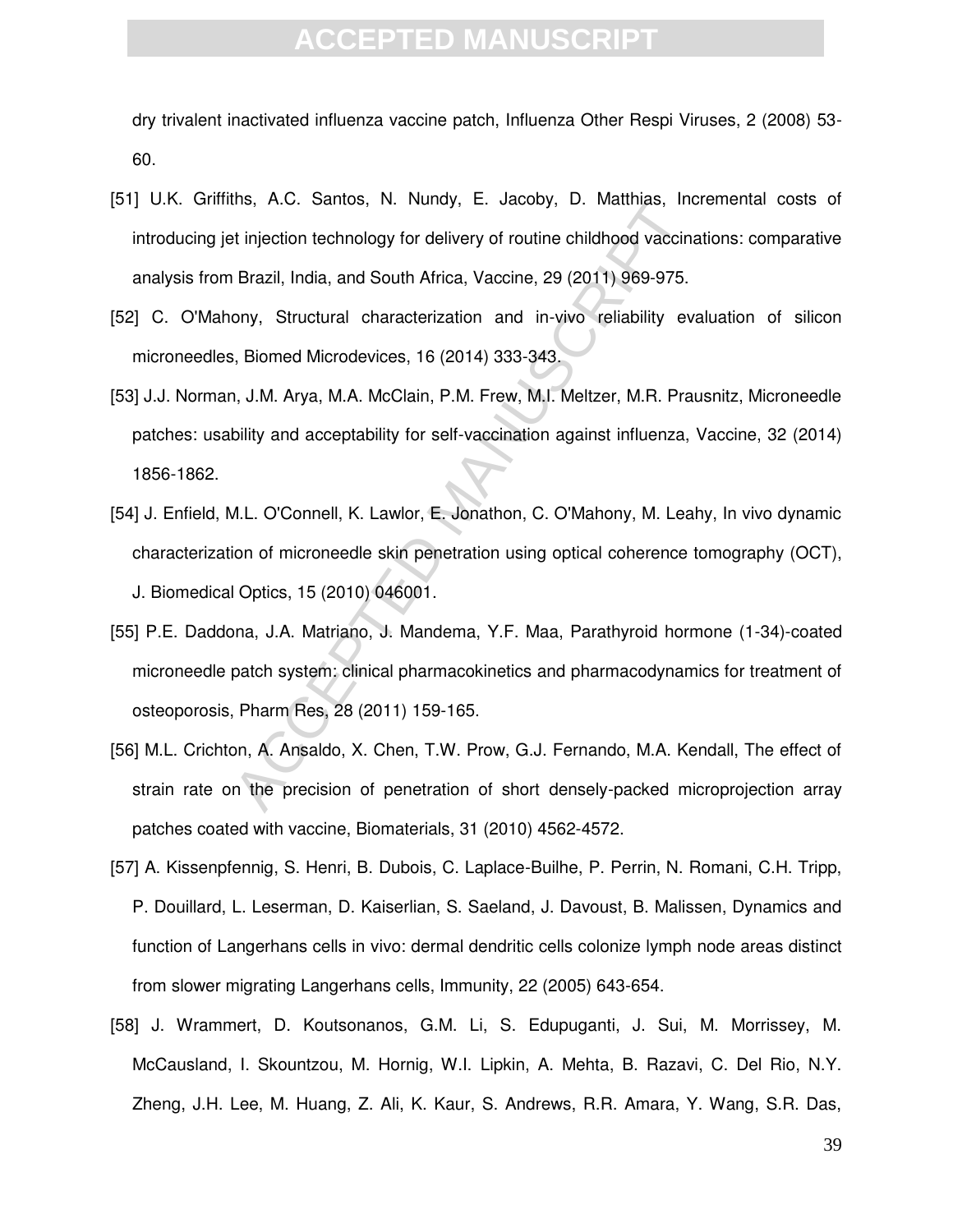dry trivalent inactivated influenza vaccine patch, Influenza Other Respi Viruses, 2 (2008) 53-60.

[51] U.K. Griffiths, A.C. Santos, N. Nundy, E. Jacoby, D. Matthias, Incremental costs of introducing jet injection technology for delivery of routine childhood vaccinations: comparative analysis from Brazil, India, and South Africa, Vaccine, 29 (2011) 969-975.

[52] C. O'Mahony, Structural characterization and in-vivo reliability evaluation of silicon microneedles, Biomed Microdevices, 16 (2014) 333-343.

[53] J.J. Norman, J.M. Arya, M.A. McClain, P.M. Frew, M.I. Meltzer, M.R. Prausnitz, Microneedle patches: usability and acceptability for self-vaccination against influenza, Vaccine, 32 (2014) 1856-1862.

[54] J. Enfield, M.L. O'Connell, K. Lawlor, E. Jonathon, C. O'Mahony, M. Leahy, In vivo dynamic characterization of microneedle skin penetration using optical coherence tomography (OCT), J. Biomedical Optics, 15 (2010) 046001.

[55] P.E. Daddona, J.A. Matriano, J. Mandema, Y.F. Maa, Parathyroid hormone (1-34)-coated microneedle patch system: clinical pharmacokinetics and pharmacodynamics for treatment of osteoporosis, Pharm Res, 28 (2011) 159-165.

[56] M.L. Crichton, A. Ansaldo, X. Chen, T.W. Prow, G.J. Fernando, M.A. Kendall, The effect of strain rate on the precision of penetration of short densely-packed microprojection array patches coated with vaccine, Biomaterials, 31 (2010) 4562-4572.

[57] A. Kissenpfennig, S. Henri, B. Dubois, C. Laplace-Builhe, P. Perrin, N. Romani, C.H. Tripp, P. Douillard, L. Leserman, D. Kaiserlian, S. Saeland, J. Davoust, B. Malissen, Dynamics and function of Langerhans cells in vivo: dermal dendritic cells colonize lymph node areas distinct from slower migrating Langerhans cells, Immunity, 22 (2005) 643-654.

[58] J. Wrammert, D. Koutsonanos, G.M. Li, S. Edupuganti, J. Sui, M. Morrissey, M. McCausland, I. Skountzou, M. Hornig, W.I. Lipkin, A. Mehta, B. Razavi, C. Del Rio, N.Y. Zheng, J.H. Lee, M. Huang, Z. Ali, K. Kaur, S. Andrews, R.R. Amara, Y. Wang, S.R. Das,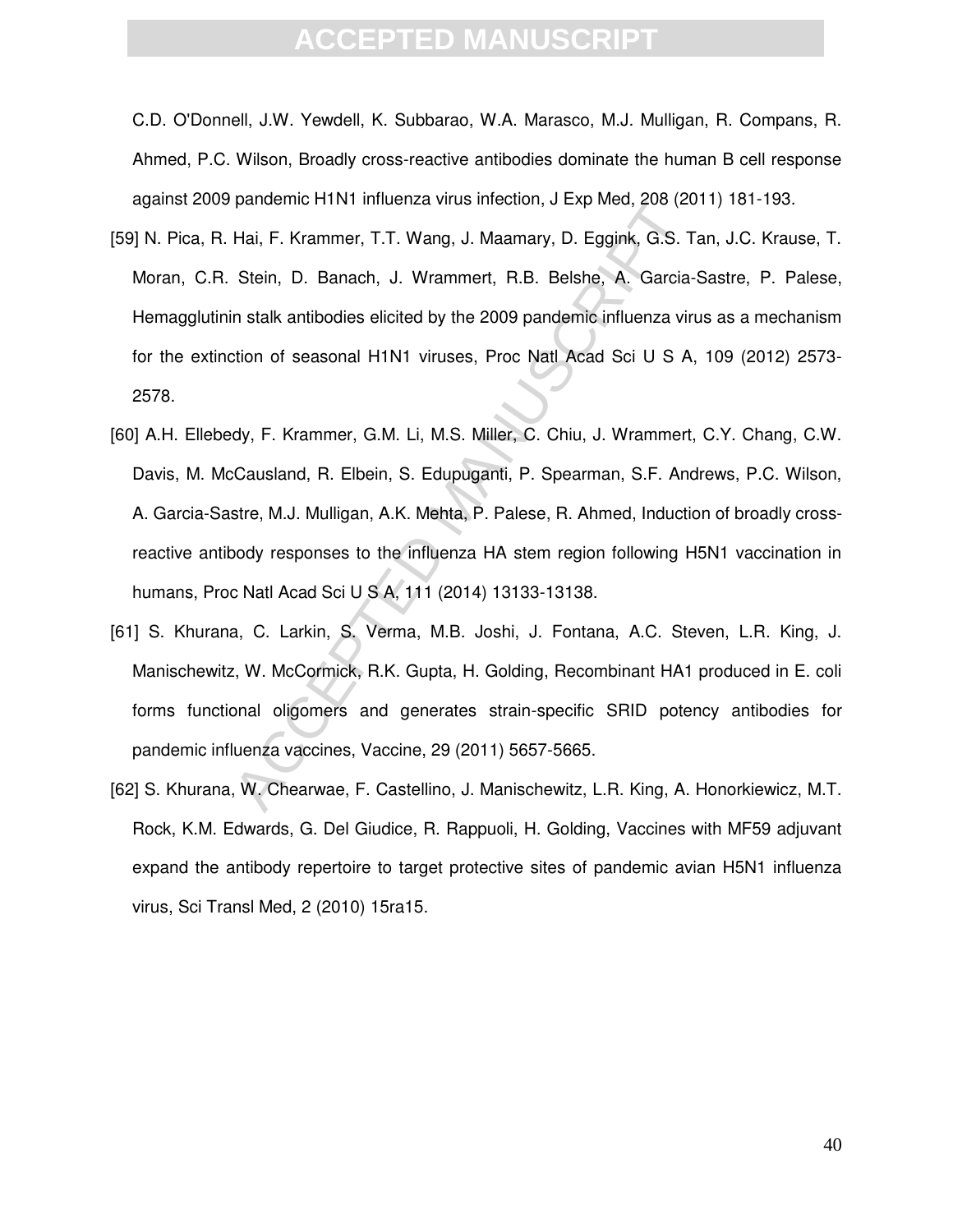C.D. O'Donnell, J.W. Yewdell, K. Subbarao, W.A. Marasco, M.J. Mulligan, R. Compans, R. Ahmed, P.C. Wilson, Broadly cross-reactive antibodies dominate the human B cell response against 2009 pandemic H1N1 influenza virus infection, J Exp Med, 208 (2011) 181-193.

[59] N. Pica, R. Hai, F. Krammer, T.T. Wang, J. Maamary, D. Eggink, G.S. Tan, J.C. Krause, T. Moran, C.R. Stein, D. Banach, J. Wrammert, R.B. Belshe, A. Garcia-Sastre, P. Palese, Hemagglutinin stalk antibodies elicited by the 2009 pandemic influenza virus as a mechanism for the extinction of seasonal H1N1 viruses, Proc Natl Acad Sci U S A, 109 (2012) 2573-2578.

[60] A.H. Ellebedy, F. Krammer, G.M. Li, M.S. Miller, C. Chiu, J. Wrammert, C.Y. Chang, C.W. Davis, M. McCausland, R. Elbein, S. Edupuganti, P. Spearman, S.F. Andrews, P.C. Wilson, A. Garcia-Sastre, M.J. Mulligan, A.K. Mehta, P. Palese, R. Ahmed, Induction of broadly cross-reactive antibody responses to the influenza HA stem region following H5N1 vaccination in humans, Proc Natl Acad Sci U S A, 111 (2014) 13133-13138.

[61] S. Khurana, C. Larkin, S. Verma, M.B. Joshi, J. Fontana, A.C. Steven, L.R. King, J. Manischewitz, W. McCormick, R.K. Gupta, H. Golding, Recombinant HA1 produced in E. coli forms functional oligomers and generates strain-specific SRID potency antibodies for pandemic influenza vaccines, Vaccine, 29 (2011) 5657-5665.

[62] S. Khurana, W. Chearwae, F. Castellino, J. Manischewitz, L.R. King, A. Honorkiewicz, M.T. Rock, K.M. Edwards, G. Del Giudice, R. Rappuoli, H. Golding, Vaccines with MF59 adjuvant expand the antibody repertoire to target protective sites of pandemic avian H5N1 influenza virus, Sci Transl Med, 2 (2010) 15ra15.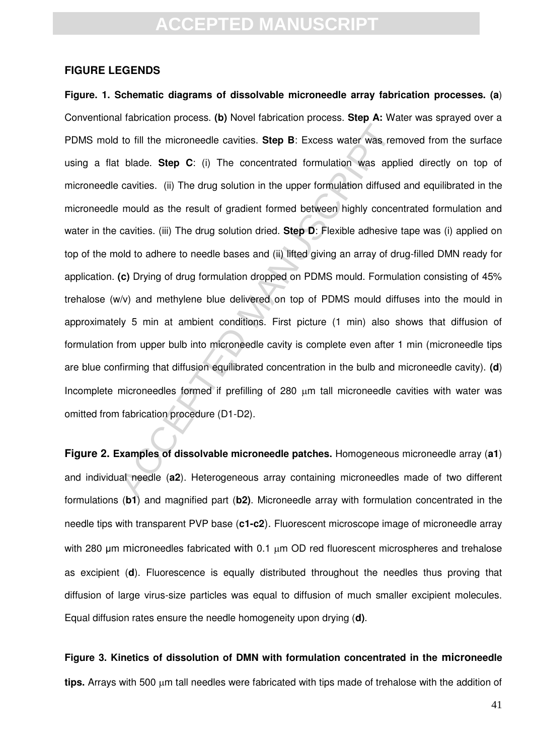## FIGURE LEGENDS

**Figure. 1. Schematic diagrams of dissolvable microneedle array fabrication processes. (a)** Conventional fabrication process. **(b)** Novel fabrication process. **Step A:** Water was sprayed over a PDMS mold to fill the microneedle cavities. **Step B**: Excess water was removed from the surface using a flat blade. **Step C**: (i) The concentrated formulation was applied directly on top of microneedle cavities. (ii) The drug solution in the upper formulation diffused and equilibrated in the microneedle mould as the result of gradient formed between highly concentrated formulation and water in the cavities. (iii) The drug solution dried. **Step D**: Flexible adhesive tape was (i) applied on top of the mold to adhere to needle bases and (ii) lifted giving an array of drug-filled DMN ready for application. **(c)** Drying of drug formulation dropped on PDMS mould. Formulation consisting of 45% trehalose (w/v) and methylene blue delivered on top of PDMS mould diffuses into the mould in approximately 5 min at ambient conditions. First picture (1 min) also shows that diffusion of formulation from upper bulb into microneedle cavity is complete even after 1 min (microneedle tips are blue confirming that diffusion equilibrated concentration in the bulb and microneedle cavity). **(d)** Incomplete microneedles formed if prefilling of 280 μm tall microneedle cavities with water was omitted from fabrication procedure (D1-D2).

**Figure 2. Examples of dissolvable microneedle patches.** Homogeneous microneedle array (**a1**) and individual needle (**a2**). Heterogeneous array containing microneedles made of two different formulations (**b1**) and magnified part (**b2)**. Microneedle array with formulation concentrated in the needle tips with transparent PVP base (**c1-c2**). Fluorescent microscope image of microneedle array with 280 μm microneedles fabricated with 0.1 μm OD red fluorescent microspheres and trehalose as excipient (**d**). Fluorescence is equally distributed throughout the needles thus proving that diffusion of large virus-size particles was equal to diffusion of much smaller excipient molecules. Equal diffusion rates ensure the needle homogeneity upon drying (**d)**.

**Figure 3. Kinetics of dissolution of DMN with formulation concentrated in the microneedle tips.** Arrays with 500 μm tall needles were fabricated with tips made of trehalose with the addition of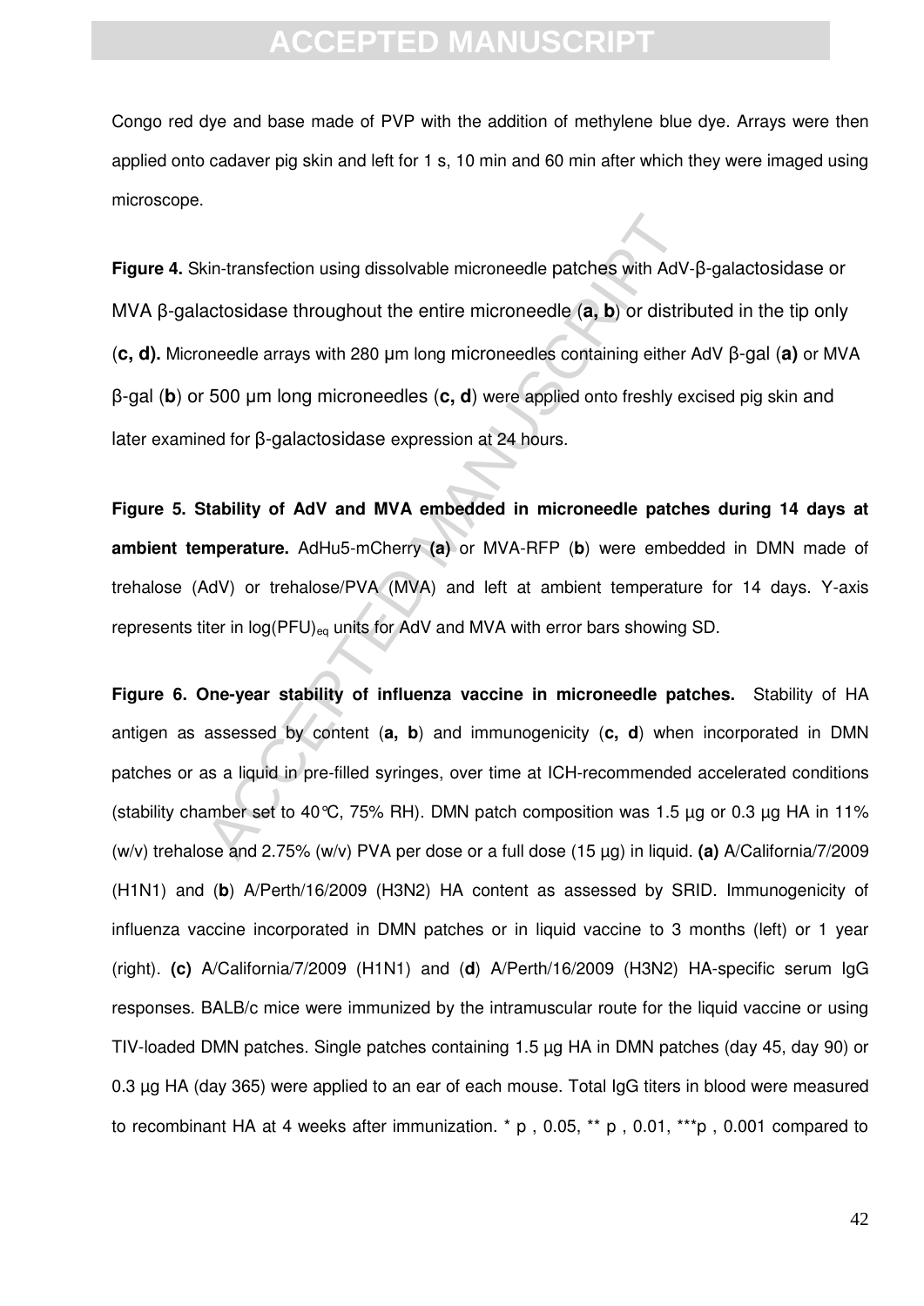Congo red dye and base made of PVP with the addition of methylene blue dye. Arrays were then applied onto cadaver pig skin and left for 1 s, 10 min and 60 min after which they were imaged using microscope.

**Figure 4.** Skin-transfection using dissolvable microneedle patches with AdV-β-galactosidase or MVA β-galactosidase throughout the entire microneedle (**a, b**) or distributed in the tip only (**c, d).** Microneedle arrays with 280 μm long microneedles containing either AdV β-gal (**a)** or MVA β-gal (**b**) or 500 μm long microneedles (**c, d**) were applied onto freshly excised pig skin and later examined for β-galactosidase expression at 24 hours.

**Figure 5. Stability of AdV and MVA embedded in microneedle patches during 14 days at ambient temperature.** AdHu5-mCherry **(a)** or MVA-RFP (**b**) were embedded in DMN made of trehalose (AdV) or trehalose/PVA (MVA) and left at ambient temperature for 14 days. Y-axis represents titer in $\log(\text{PFU})_{eq}$ units for AdV and MVA with error bars showing SD.

**Figure 6. One-year stability of influenza vaccine in microneedle patches.** Stability of HA antigen as assessed by content (**a, b**) and immunogenicity (**c, d**) when incorporated in DMN patches or as a liquid in pre-filled syringes, over time at ICH-recommended accelerated conditions (stability chamber set to 40°C, 75% RH). DMN patch composition was 1.5 μg or 0.3 μg HA in 11% (w/v) trehalose and 2.75% (w/v) PVA per dose or a full dose (15 μg) in liquid. **(a)** A/California/7/2009 (H1N1) and (**b**) A/Perth/16/2009 (H3N2) HA content as assessed by SRID. Immunogenicity of influenza vaccine incorporated in DMN patches or in liquid vaccine to 3 months (left) or 1 year (right). **(c)** A/California/7/2009 (H1N1) and (**d**) A/Perth/16/2009 (H3N2) HA-specific serum IgG responses. BALB/c mice were immunized by the intramuscular route for the liquid vaccine or using TIV-loaded DMN patches. Single patches containing 1.5 μg HA in DMN patches (day 45, day 90) or 0.3 μg HA (day 365) were applied to an ear of each mouse. Total IgG titers in blood were measured to recombinant HA at 4 weeks after immunization. * p , 0.05, ** p , 0.01, ***p , 0.001 compared to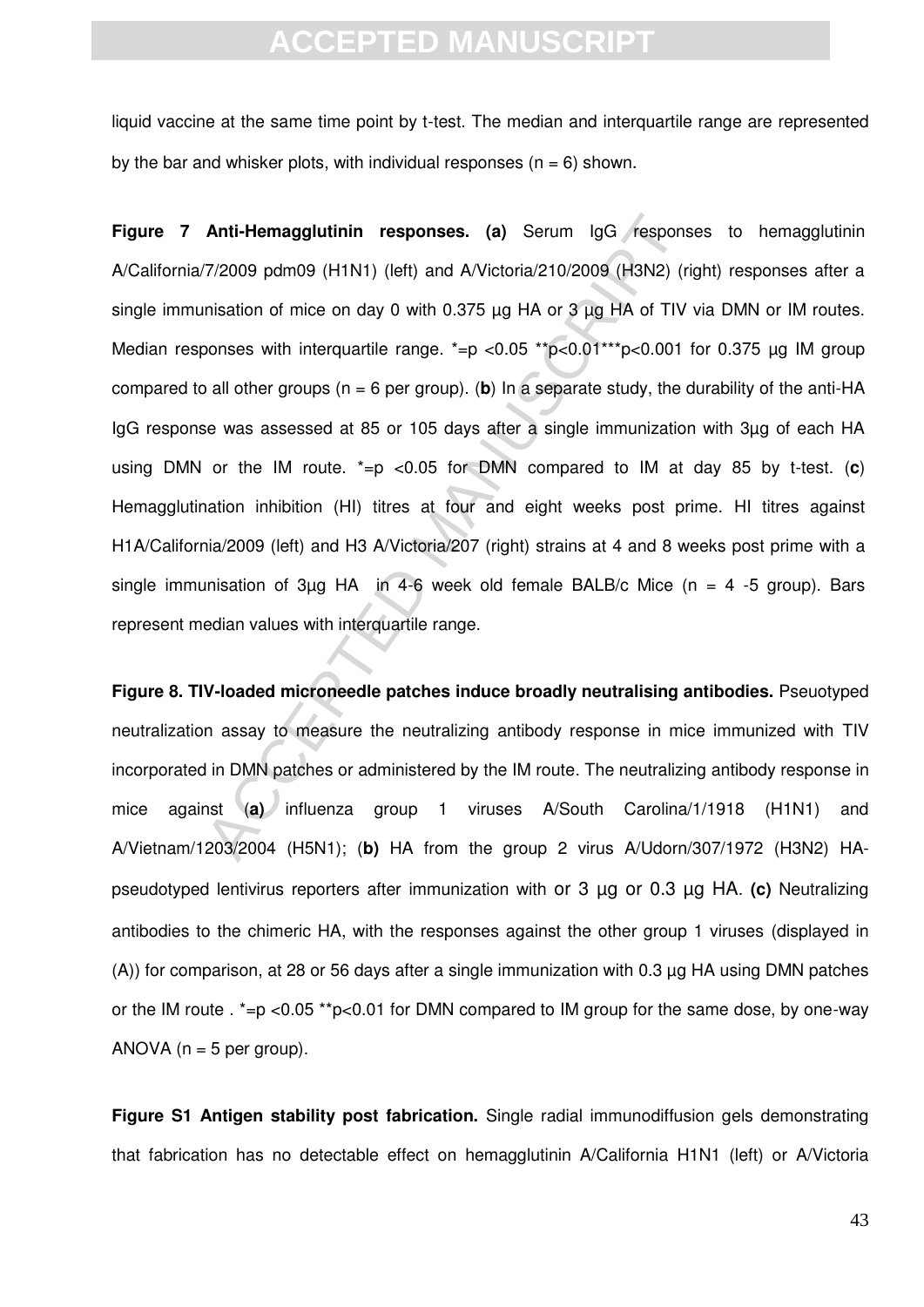liquid vaccine at the same time point by t-test. The median and interquartile range are represented by the bar and whisker plots, with individual responses ($n = 6$) shown.

**Figure 7 Anti-Hemagglutinin responses.** **(a)** Serum IgG responses to hemagglutinin A/California/7/2009 pdm09 (H1N1) (left) and A/Victoria/210/2009 (H3N2) (right) responses after a single immunisation of mice on day 0 with 0.375 µg HA or 3 µg HA of TIV via DMN or IM routes. Median responses with interquartile range. *=p <0.05 **p<0.01***p<0.001 for 0.375 µg IM group compared to all other groups ($n = 6$ per group). (**b**) In a separate study, the durability of the anti-HA IgG response was assessed at 85 or 105 days after a single immunization with 3µg of each HA using DMN or the IM route. *=p <0.05 for DMN compared to IM at day 85 by t-test. (**c**) Hemagglutination inhibition (HI) titres at four and eight weeks post prime. HI titres against H1A/California/2009 (left) and H3 A/Victoria/207 (right) strains at 4 and 8 weeks post prime with a single immunisation of 3µg HA in 4-6 week old female BALB/c Mice (n = 4 -5 group). Bars represent median values with interquartile range.

**Figure 8. TIV-loaded microneedle patches induce broadly neutralising antibodies.** Pseuotyped neutralization assay to measure the neutralizing antibody response in mice immunized with TIV incorporated in DMN patches or administered by the IM route. The neutralizing antibody response in mice against (**a**) influenza group 1 viruses A/South Carolina/1/1918 (H1N1) and A/Vietnam/1203/2004 (H5N1); (**b**) HA from the group 2 virus A/Udorn/307/1972 (H3N2) HA-pseudotyped lentivirus reporters after immunization with or 3 µg or 0.3 µg HA. **(c)** Neutralizing antibodies to the chimeric HA, with the responses against the other group 1 viruses (displayed in (A)) for comparison, at 28 or 56 days after a single immunization with 0.3 µg HA using DMN patches or the IM route . *=p <0.05 **p<0.01 for DMN compared to IM group for the same dose, by one-way ANOVA ($n = 5$ per group).

**Figure S1 Antigen stability post fabrication.** Single radial immunodiffusion gels demonstrating that fabrication has no detectable effect on hemagglutinin A/California H1N1 (left) or A/Victoria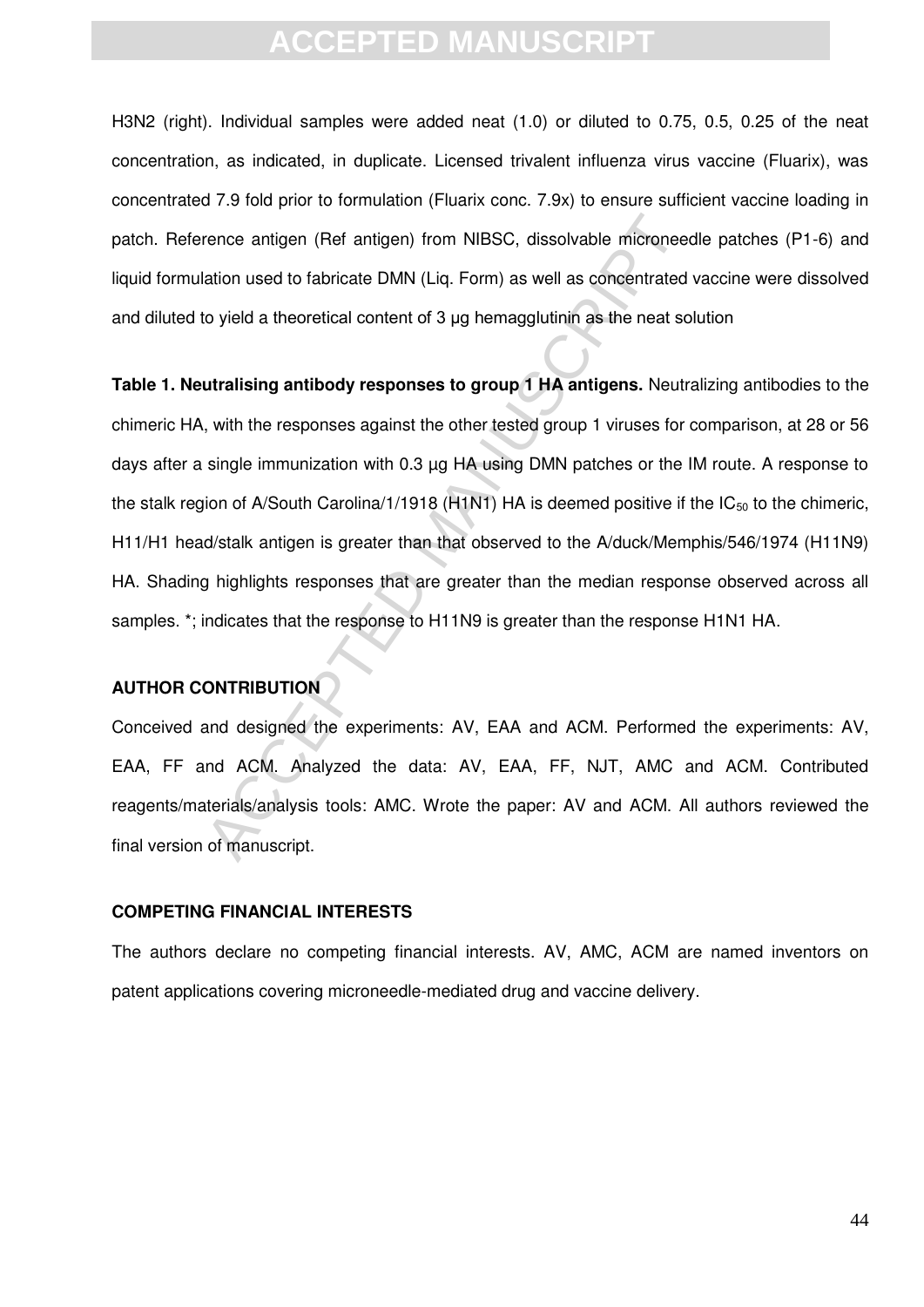H3N2 (right). Individual samples were added neat (1.0) or diluted to 0.75, 0.5, 0.25 of the neat concentration, as indicated, in duplicate. Licensed trivalent influenza virus vaccine (Fluarix), was concentrated 7.9 fold prior to formulation (Fluarix conc. 7.9x) to ensure sufficient vaccine loading in patch. Reference antigen (Ref antigen) from NIBSC, dissolvable microneedle patches (P1-6) and liquid formulation used to fabricate DMN (Liq. Form) as well as concentrated vaccine were dissolved and diluted to yield a theoretical content of 3 µg hemagglutinin as the neat solution

**Table 1. Neutralising antibody responses to group 1 HA antigens.** Neutralizing antibodies to the chimeric HA, with the responses against the other tested group 1 viruses for comparison, at 28 or 56 days after a single immunization with 0.3 µg HA using DMN patches or the IM route. A response to the stalk region of A/South Carolina/1/1918 (H1N1) HA is deemed positive if the $IC_{50}$ to the chimeric, H11/H1 head/stalk antigen is greater than that observed to the A/duck/Memphis/546/1974 (H11N9) HA. Shading highlights responses that are greater than the median response observed across all samples. *; indicates that the response to H11N9 is greater than the response H1N1 HA.

## AUTHOR CONTRIBUTION

Conceived and designed the experiments: AV, EAA and ACM. Performed the experiments: AV, EAA, FF and ACM. Analyzed the data: AV, EAA, FF, NJT, AMC and ACM. Contributed reagents/materials/analysis tools: AMC. Wrote the paper: AV and ACM. All authors reviewed the final version of manuscript.

## COMPETING FINANCIAL INTERESTS

The authors declare no competing financial interests. AV, AMC, ACM are named inventors on patent applications covering microneedle-mediated drug and vaccine delivery.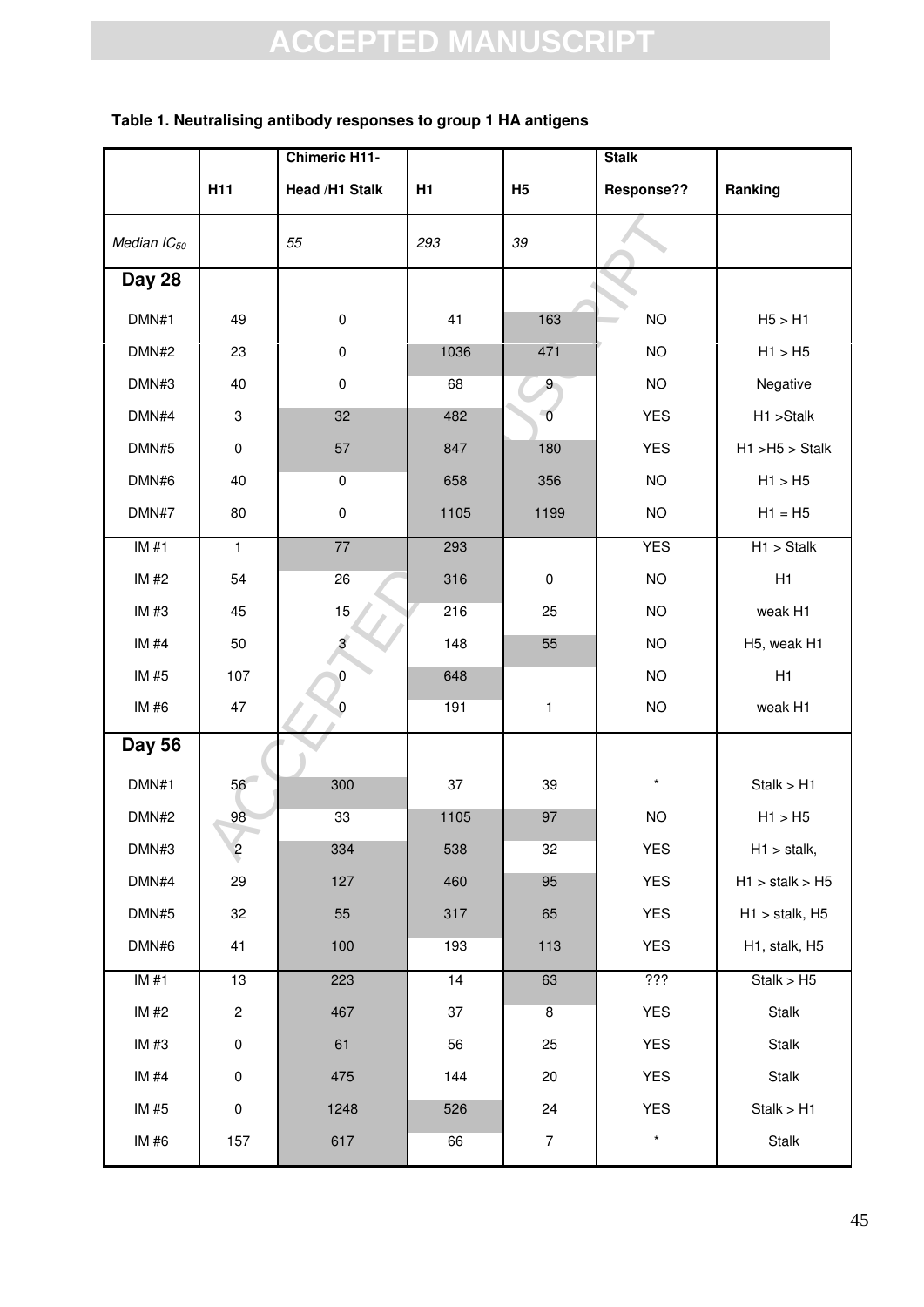**Table 1. Neutralising antibody responses to group 1 HA antigens**

| | H11 | Chimeric H11-Head /H1 Stalk | H1 | H5 | Stalk Response?? | Ranking |
|---|---|---|---|---|---|---|
| *Median $IC_{50}$* | | *55* | *293* | *39* | | |
| **Day 28** | | | | | | |
| DMN#1 | 49 | 0 | 41 | 163 | NO | H5 > H1 |
| DMN#2 | 23 | 0 | 1036 | 471 | NO | H1 > H5 |
| DMN#3 | 40 | 0 | 68 | 9 | NO | Negative |
| DMN#4 | 3 | 32 | 482 | 0 | YES | H1 >Stalk |
| DMN#5 | 0 | 57 | 847 | 180 | YES | H1 >H5 > Stalk |
| DMN#6 | 40 | 0 | 658 | 356 | NO | H1 > H5 |
| DMN#7 | 80 | 0 | 1105 | 1199 | NO | H1 = H5 |
| IM #1 | 1 | 77 | 293 | | YES | H1 > Stalk |
| IM #2 | 54 | 26 | 316 | 0 | NO | H1 |
| IM #3 | 45 | 15 | 216 | 25 | NO | weak H1 |
| IM #4 | 50 | 3 | 148 | 55 | NO | H5, weak H1 |
| IM #5 | 107 | 0 | 648 | | NO | H1 |
| IM #6 | 47 | 0 | 191 | 1 | NO | weak H1 |
| **Day 56** | | | | | | |
| DMN#1 | 56 | 300 | 37 | 39 | * | Stalk > H1 |
| DMN#2 | 98 | 33 | 1105 | 97 | NO | H1 > H5 |
| DMN#3 | 2 | 334 | 538 | 32 | YES | H1 > stalk, |
| DMN#4 | 29 | 127 | 460 | 95 | YES | H1 > stalk > H5 |
| DMN#5 | 32 | 55 | 317 | 65 | YES | H1 > stalk, H5 |
| DMN#6 | 41 | 100 | 193 | 113 | YES | H1, stalk, H5 |
| IM #1 | 13 | 223 | 14 | 63 | ??? | Stalk > H5 |
| IM #2 | 2 | 467 | 37 | 8 | YES | Stalk |
| IM #3 | 0 | 61 | 56 | 25 | YES | Stalk |
| IM #4 | 0 | 475 | 144 | 20 | YES | Stalk |
| IM #5 | 0 | 1248 | 526 | 24 | YES | Stalk > H1 |
| IM #6 | 157 | 617 | 66 | 7 | * | Stalk |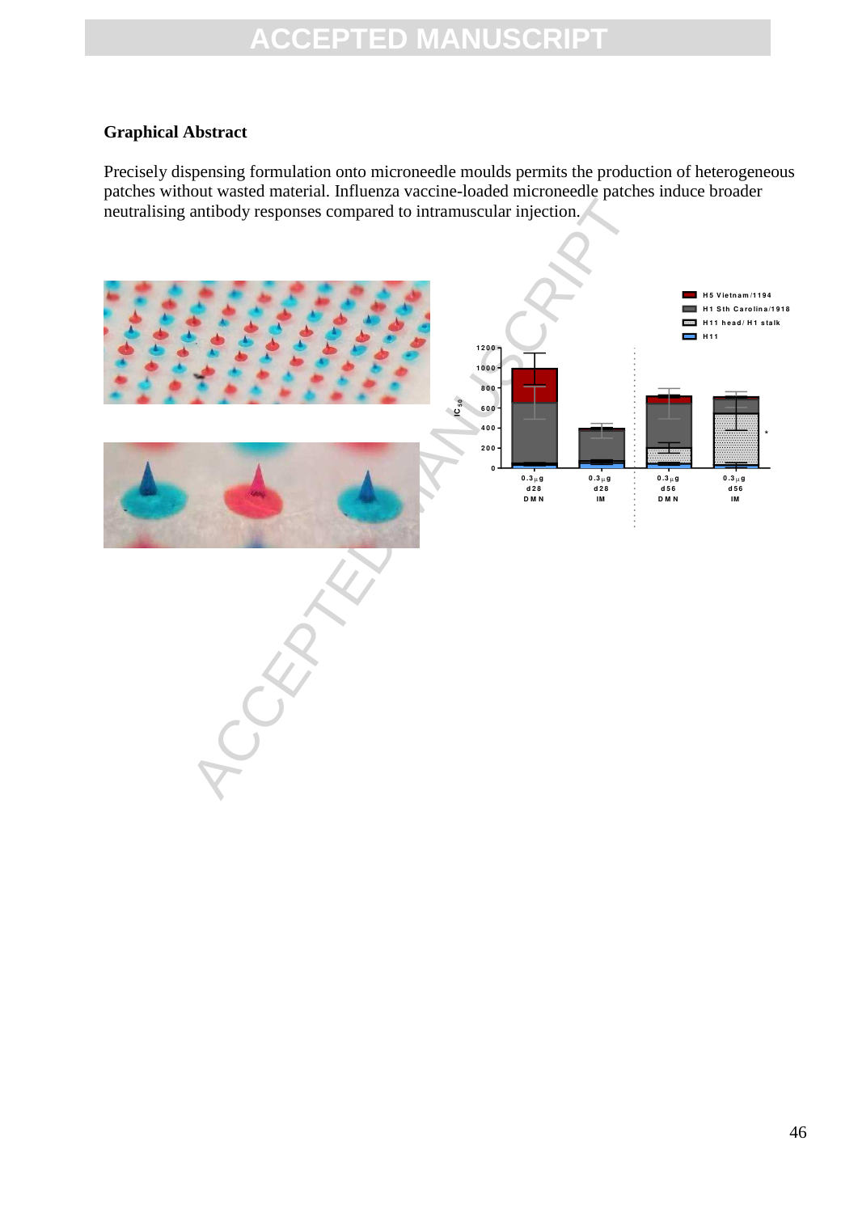**Graphical Abstract**

Precisely dispensing formulation onto microneedle moulds permits the production of heterogeneous patches without wasted material. Influenza vaccine-loaded microneedle patches induce broader neutralising antibody responses compared to intramuscular injection.

H5 Vietnam/1194
H1 Sth Carolina/1918
H11 head/ H1 stalk
H11

1200
1000
800
600
400
200
0

$IC_{50}$

0.3 μg d28 DMN
0.3 μg d28 IM
0.3 μg d56 DMN
0.3 μg d56 IM

*